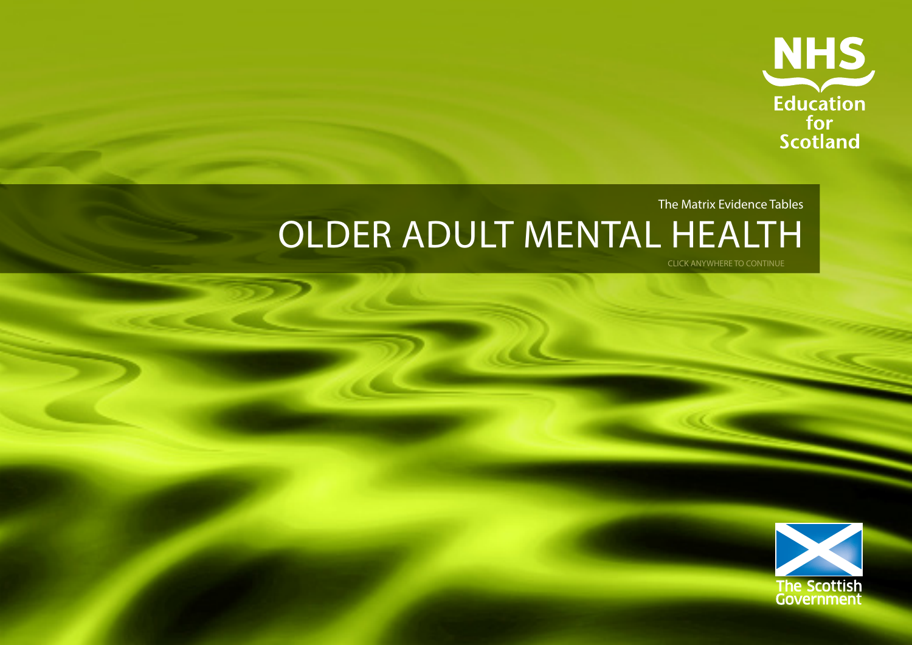NHS Education for Scotland

The Matrix Evidence Tables

# OLDER ADULT MENTAL HEALTH

CLICK ANYWHERE TO CONTINUE

The Scottish Government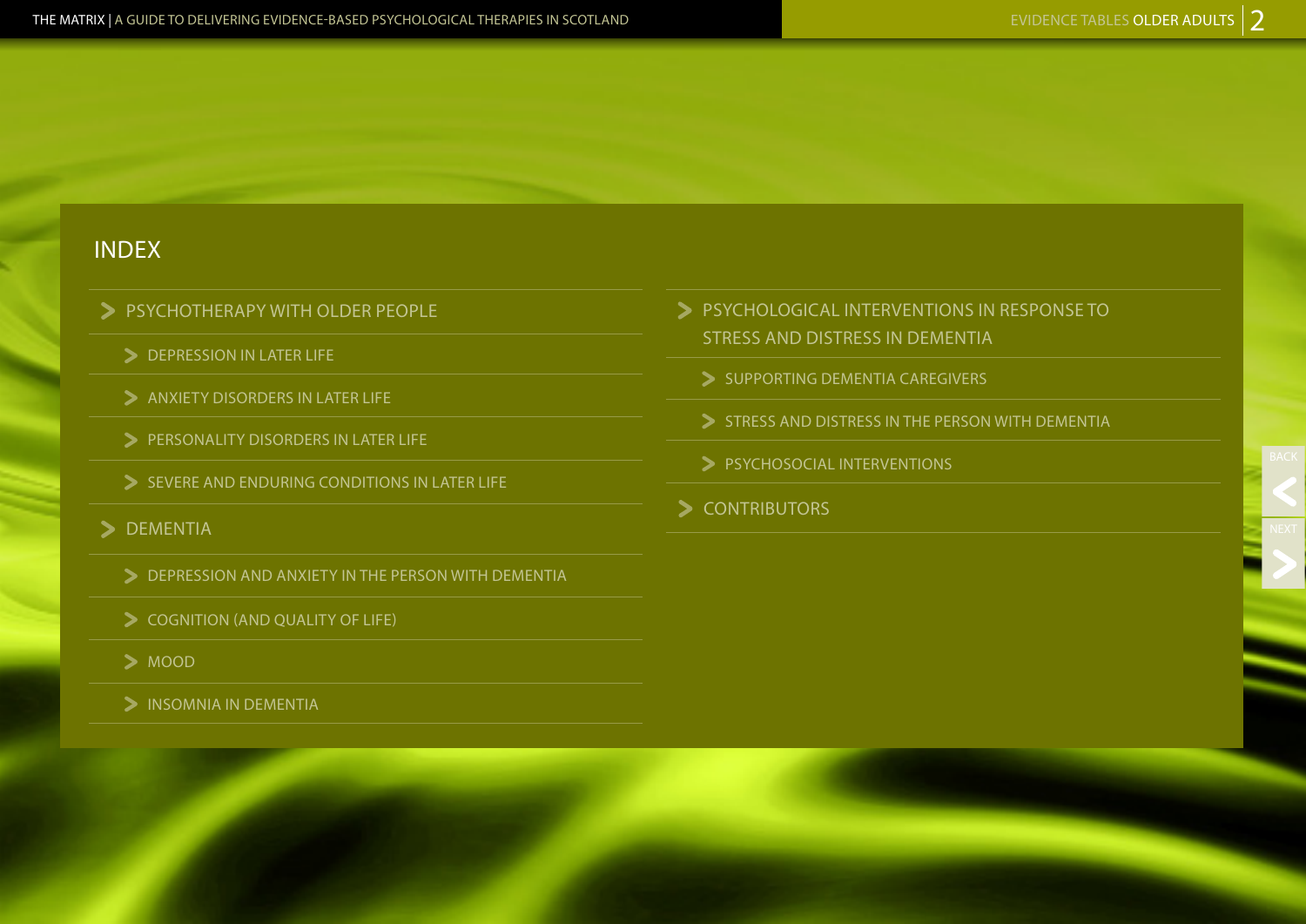# INDEX

- PSYCHOTHERAPY WITH OLDER PEOPLE
  - DEPRESSION IN LATER LIFE
  - ANXIETY DISORDERS IN LATER LIFE
  - PERSONALITY DISORDERS IN LATER LIFE
  - SEVERE AND ENDURING CONDITIONS IN LATER LIFE
- DEMENTIA
  - DEPRESSION AND ANXIETY IN THE PERSON WITH DEMENTIA
  - COGNITION (AND QUALITY OF LIFE)
  - MOOD
  - INSOMNIA IN DEMENTIA
- PSYCHOLOGICAL INTERVENTIONS IN RESPONSE TO STRESS AND DISTRESS IN DEMENTIA
  - SUPPORTING DEMENTIA CAREGIVERS
  - STRESS AND DISTRESS IN THE PERSON WITH DEMENTIA
  - PSYCHOSOCIAL INTERVENTIONS
- CONTRIBUTORS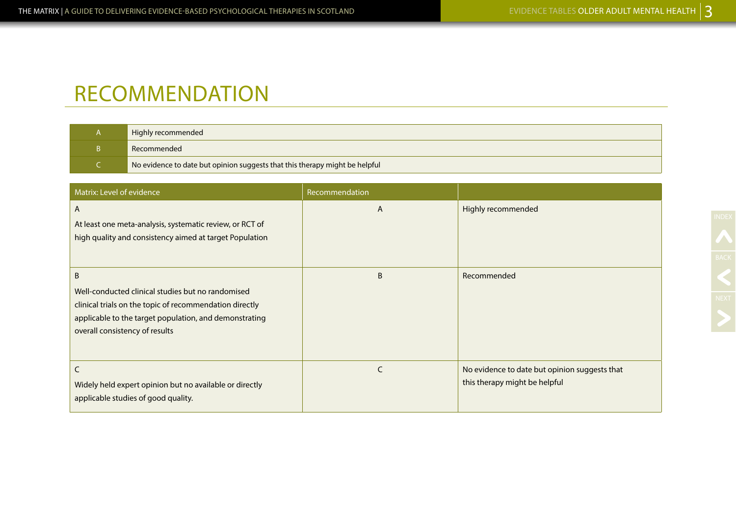# RECOMMENDATION

| | |
|---|---|
| A | Highly recommended |
| B | Recommended |
| C | No evidence to date but opinion suggests that this therapy might be helpful |

| Matrix: Level of evidence | Recommendation | |
|---|---|---|
| A<br><br>At least one meta-analysis, systematic review, or RCT of high quality and consistency aimed at target Population | A | Highly recommended |
| B<br><br>Well-conducted clinical studies but no randomised clinical trials on the topic of recommendation directly applicable to the target population, and demonstrating overall consistency of results | B | Recommended |
| C<br><br>Widely held expert opinion but no available or directly applicable studies of good quality. | C | No evidence to date but opinion suggests that this therapy might be helpful |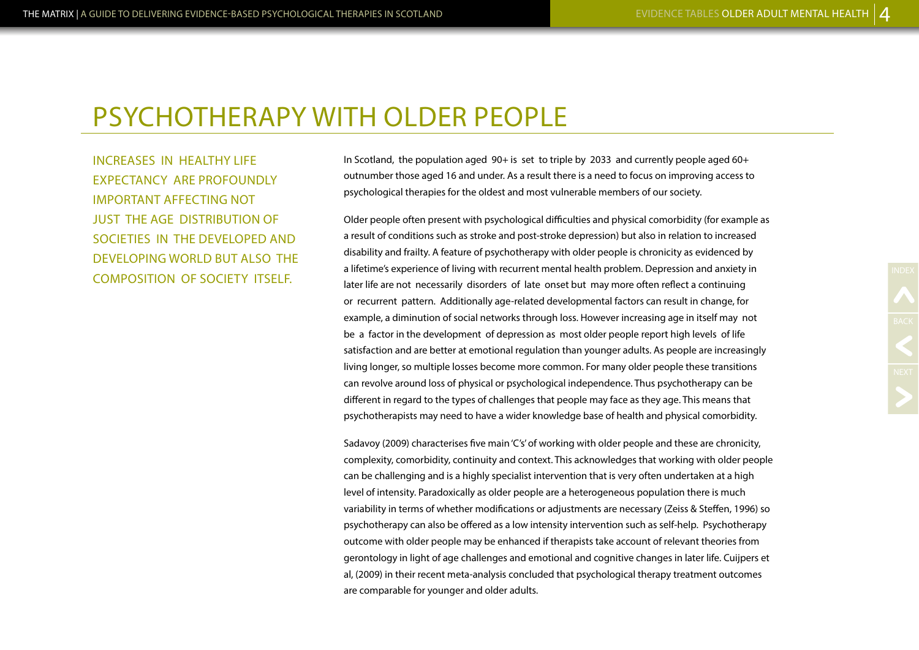# PSYCHOTHERAPY WITH OLDER PEOPLE

INCREASES IN HEALTHY LIFE EXPECTANCY ARE PROFOUNDLY IMPORTANT AFFECTING NOT JUST THE AGE DISTRIBUTION OF SOCIETIES IN THE DEVELOPED AND DEVELOPING WORLD BUT ALSO THE COMPOSITION OF SOCIETY ITSELF.

In Scotland, the population aged 90+ is set to triple by 2033 and currently people aged 60+ outnumber those aged 16 and under. As a result there is a need to focus on improving access to psychological therapies for the oldest and most vulnerable members of our society.

Older people often present with psychological difficulties and physical comorbidity (for example as a result of conditions such as stroke and post-stroke depression) but also in relation to increased disability and frailty. A feature of psychotherapy with older people is chronicity as evidenced by a lifetime's experience of living with recurrent mental health problem. Depression and anxiety in later life are not necessarily disorders of late onset but may more often reflect a continuing or recurrent pattern. Additionally age-related developmental factors can result in change, for example, a diminution of social networks through loss. However increasing age in itself may not be a factor in the development of depression as most older people report high levels of life satisfaction and are better at emotional regulation than younger adults. As people are increasingly living longer, so multiple losses become more common. For many older people these transitions can revolve around loss of physical or psychological independence. Thus psychotherapy can be different in regard to the types of challenges that people may face as they age. This means that psychotherapists may need to have a wider knowledge base of health and physical comorbidity.

Sadavoy (2009) characterises five main 'C's' of working with older people and these are chronicity, complexity, comorbidity, continuity and context. This acknowledges that working with older people can be challenging and is a highly specialist intervention that is very often undertaken at a high level of intensity. Paradoxically as older people are a heterogeneous population there is much variability in terms of whether modifications or adjustments are necessary (Zeiss & Steffen, 1996) so psychotherapy can also be offered as a low intensity intervention such as self-help. Psychotherapy outcome with older people may be enhanced if therapists take account of relevant theories from gerontology in light of age challenges and emotional and cognitive changes in later life. Cuijpers et al, (2009) in their recent meta-analysis concluded that psychological therapy treatment outcomes are comparable for younger and older adults.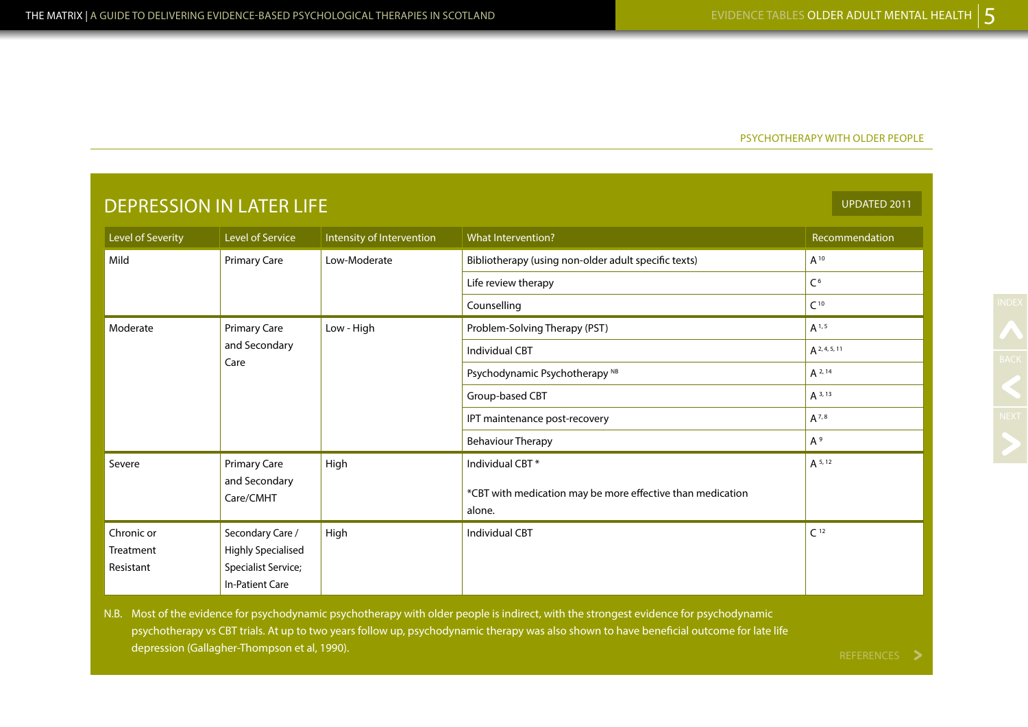PSYCHOTHERAPY WITH OLDER PEOPLE

## DEPRESSION IN LATER LIFE

UPDATED 2011

| Level of Severity | Level of Service | Intensity of Intervention | What Intervention? | Recommendation |
|---|---|---|---|---|
| Mild | Primary Care | Low-Moderate | Bibliotherapy (using non-older adult specific texts) | A [10] |
| | | | Life review therapy | C [6] |
| | | | Counselling | C [10] |
| Moderate | Primary Care and Secondary Care | Low - High | Problem-Solving Therapy (PST) | A [1, 5] |
| | | | Individual CBT | A [2, 4, 5, 11] |
| | | | Psychodynamic Psychotherapy [NB] | A [2, 14] |
| | | | Group-based CBT | A [3, 13] |
| | | | IPT maintenance post-recovery | A [7, 8] |
| | | | Behaviour Therapy | A [9] |
| Severe | Primary Care and Secondary Care/CMHT | High | Individual CBT * <br><br> *CBT with medication may be more effective than medication alone. | A [5, 12] |
| Chronic or Treatment Resistant | Secondary Care / Highly Specialised Specialist Service; In-Patient Care | High | Individual CBT | C [12] |

N.B. Most of the evidence for psychodynamic psychotherapy with older people is indirect, with the strongest evidence for psychodynamic psychotherapy vs CBT trials. At up to two years follow up, psychodynamic therapy was also shown to have beneficial outcome for late life depression (Gallagher-Thompson et al, 1990).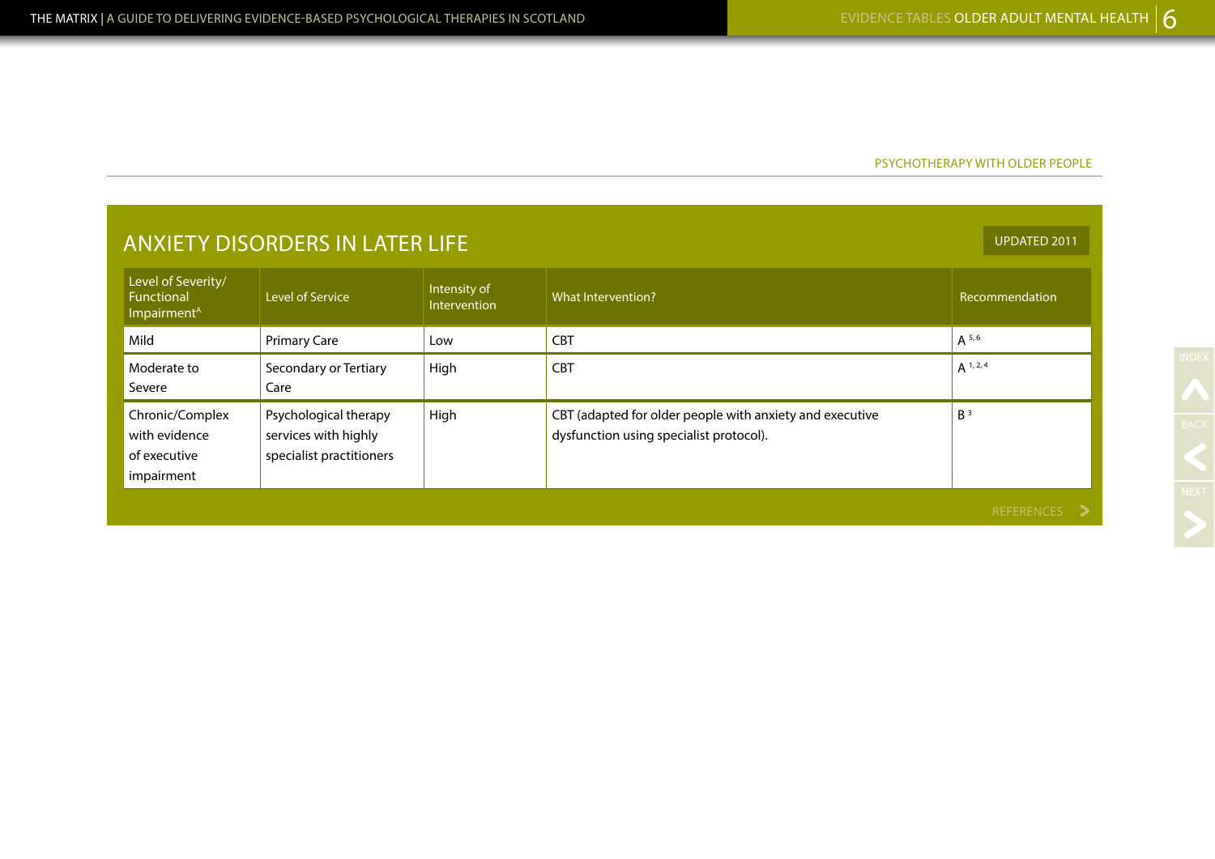PSYCHOTHERAPY WITH OLDER PEOPLE

## ANXIETY DISORDERS IN LATER LIFE

UPDATED 2011

| Level of Severity/ Functional Impairment[A] | Level of Service | Intensity of Intervention | What Intervention? | Recommendation |
|---|---|---|---|---|
| Mild | Primary Care | Low | CBT | A [5, 6] |
| Moderate to Severe | Secondary or Tertiary Care | High | CBT | A [1, 2, 4] |
| Chronic/Complex with evidence of executive impairment | Psychological therapy services with highly specialist practitioners | High | CBT (adapted for older people with anxiety and executive dysfunction using specialist protocol). | B [3] |

REFERENCES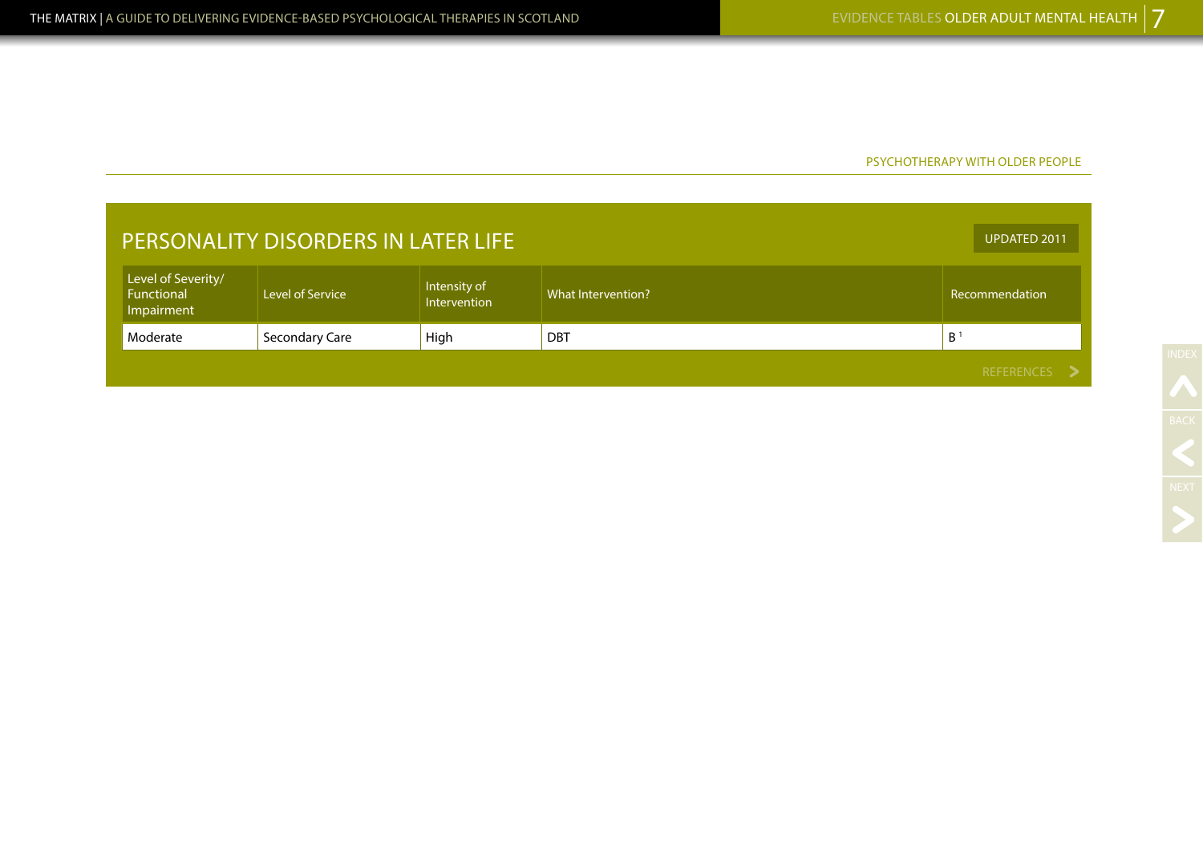PSYCHOTHERAPY WITH OLDER PEOPLE

## PERSONALITY DISORDERS IN LATER LIFE

UPDATED 2011

| Level of Severity/ Functional Impairment | Level of Service | Intensity of Intervention | What Intervention? | Recommendation |
|---|---|---|---|---|
| Moderate | Secondary Care | High | DBT | B [1] |

REFERENCES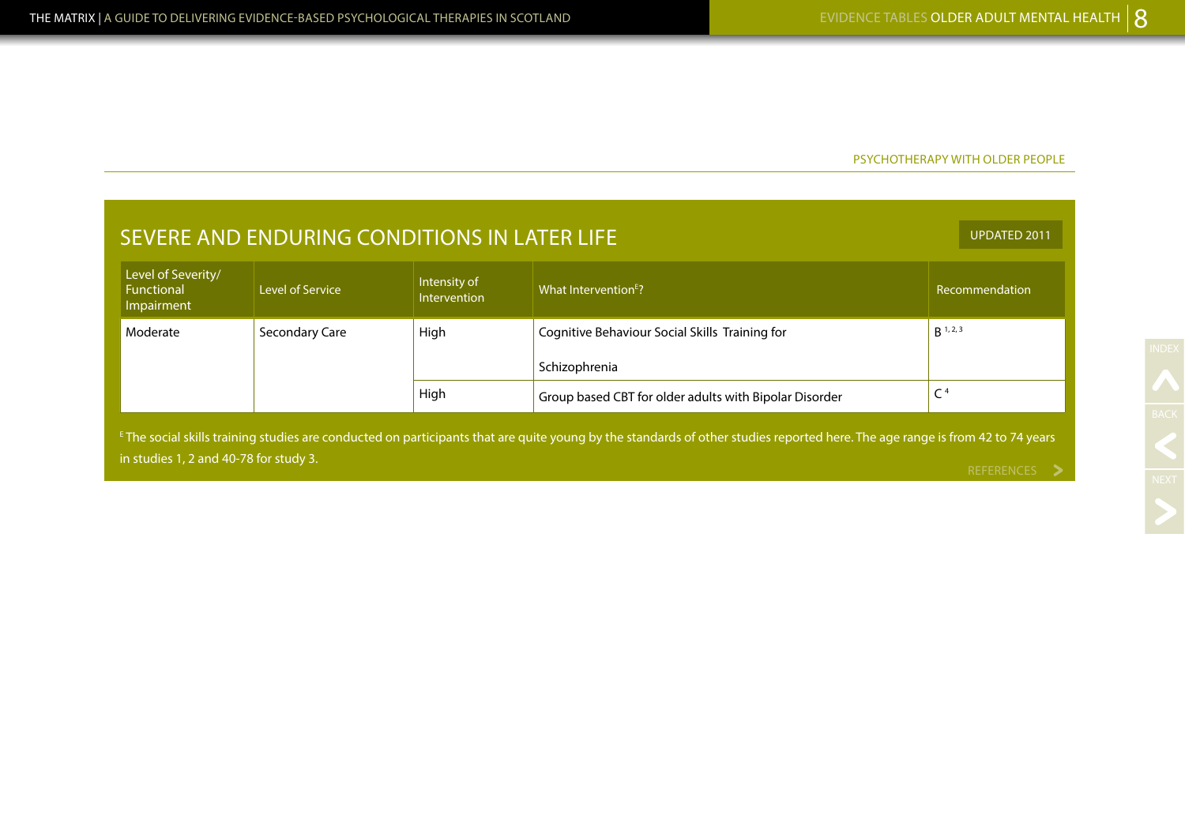PSYCHOTHERAPY WITH OLDER PEOPLE

## SEVERE AND ENDURING CONDITIONS IN LATER LIFE

UPDATED 2011

| Level of Severity/ Functional Impairment | Level of Service | Intensity of Intervention | What Intervention[E]? | Recommendation |
|---|---|---|---|---|
| Moderate | Secondary Care | High | Cognitive Behaviour Social Skills Training for Schizophrenia | B [1, 2, 3] |
| | | High | Group based CBT for older adults with Bipolar Disorder | C [4] |

[E] The social skills training studies are conducted on participants that are quite young by the standards of other studies reported here. The age range is from 42 to 74 years in studies 1, 2 and 40-78 for study 3.

REFERENCES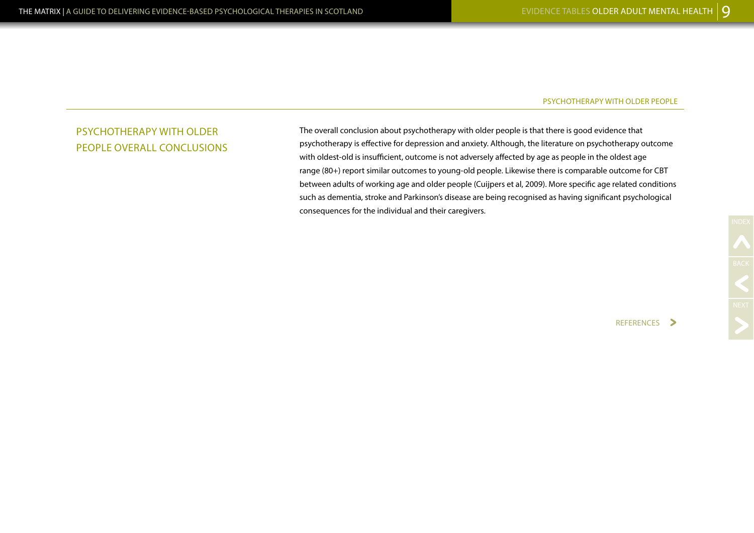PSYCHOTHERAPY WITH OLDER PEOPLE

## PSYCHOTHERAPY WITH OLDER PEOPLE OVERALL CONCLUSIONS

The overall conclusion about psychotherapy with older people is that there is good evidence that psychotherapy is effective for depression and anxiety. Although, the literature on psychotherapy outcome with oldest-old is insufficient, outcome is not adversely affected by age as people in the oldest age range (80+) report similar outcomes to young-old people. Likewise there is comparable outcome for CBT between adults of working age and older people (Cuijpers et al, 2009). More specific age related conditions such as dementia, stroke and Parkinson's disease are being recognised as having significant psychological consequences for the individual and their caregivers.

REFERENCES >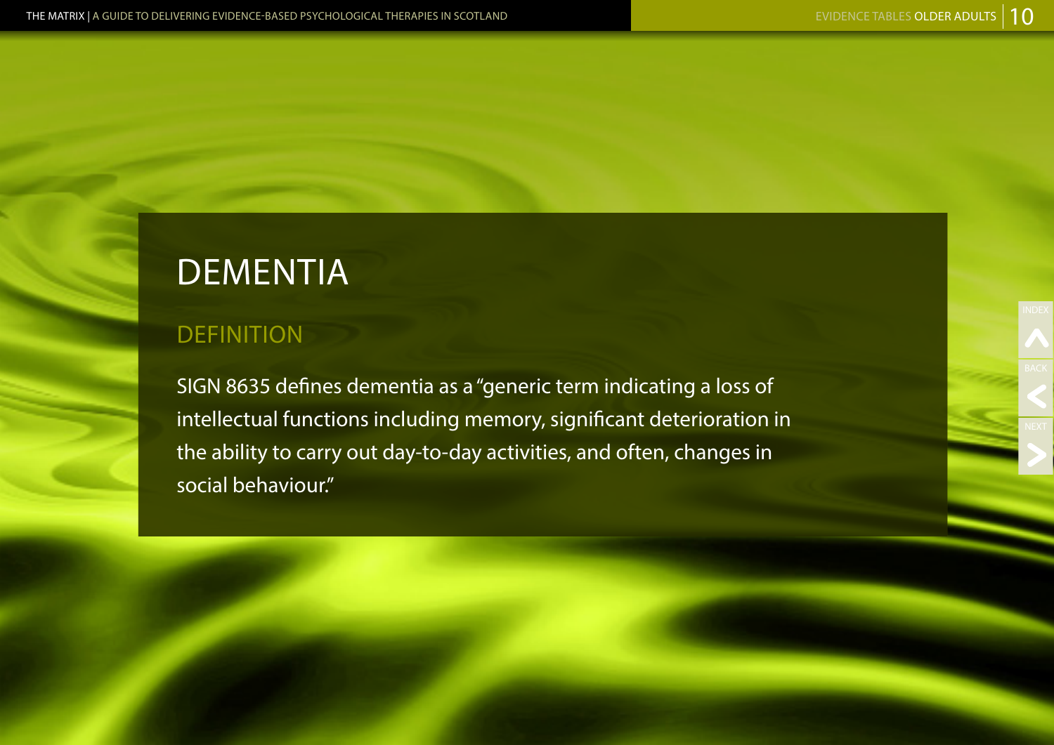# DEMENTIA

## DEFINITION

SIGN 8635 defines dementia as a "generic term indicating a loss of intellectual functions including memory, significant deterioration in the ability to carry out day-to-day activities, and often, changes in social behaviour."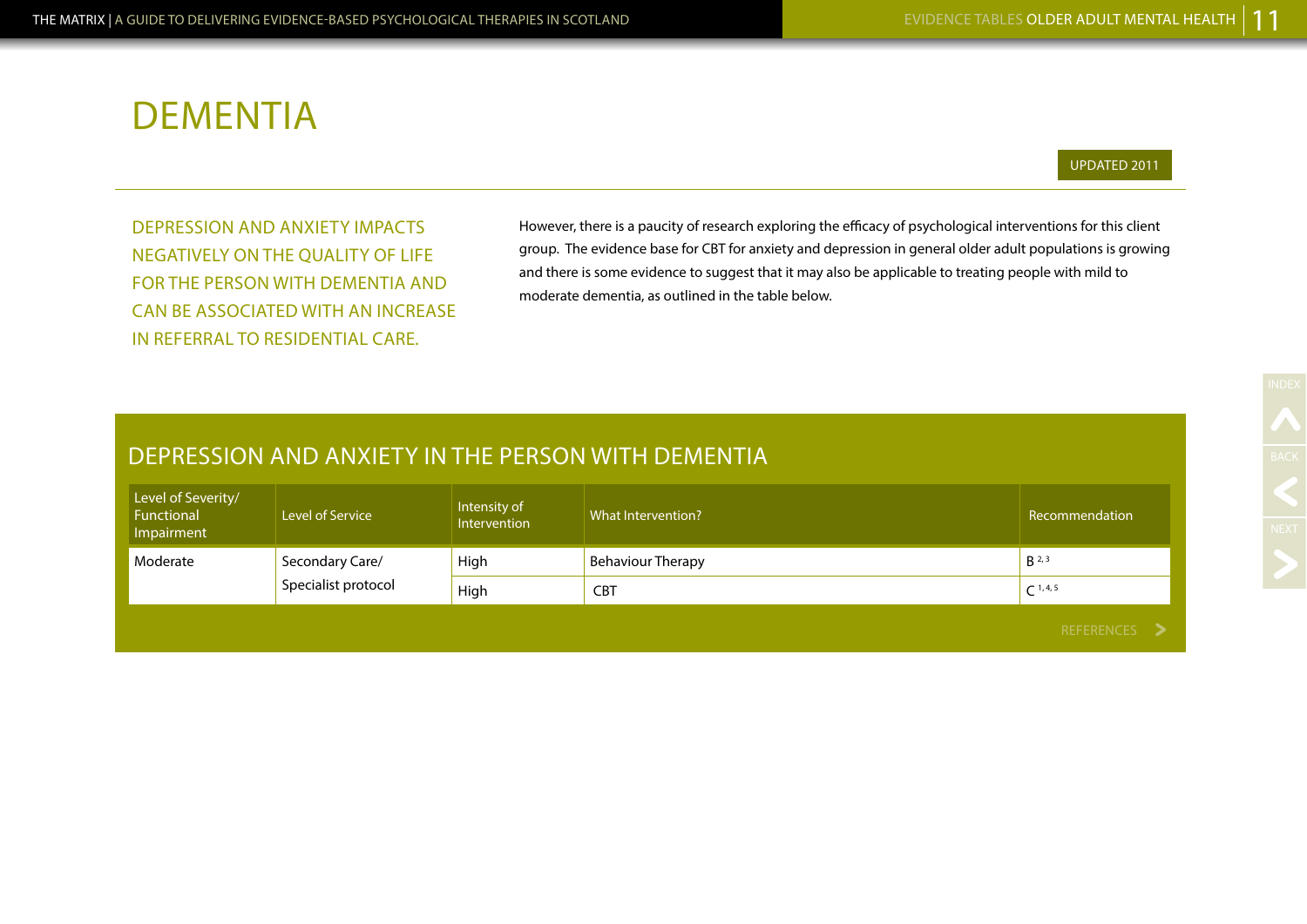# DEMENTIA

UPDATED 2011

DEPRESSION AND ANXIETY IMPACTS NEGATIVELY ON THE QUALITY OF LIFE FOR THE PERSON WITH DEMENTIA AND CAN BE ASSOCIATED WITH AN INCREASE IN REFERRAL TO RESIDENTIAL CARE.

However, there is a paucity of research exploring the efficacy of psychological interventions for this client group. The evidence base for CBT for anxiety and depression in general older adult populations is growing and there is some evidence to suggest that it may also be applicable to treating people with mild to moderate dementia, as outlined in the table below.

## DEPRESSION AND ANXIETY IN THE PERSON WITH DEMENTIA

| Level of Severity/ Functional Impairment | Level of Service | Intensity of Intervention | What Intervention? | Recommendation |
|---|---|---|---|---|
| Moderate | Secondary Care/ Specialist protocol | High | Behaviour Therapy | B [2,3] |
| | | High | CBT | C [1,4,5] |

REFERENCES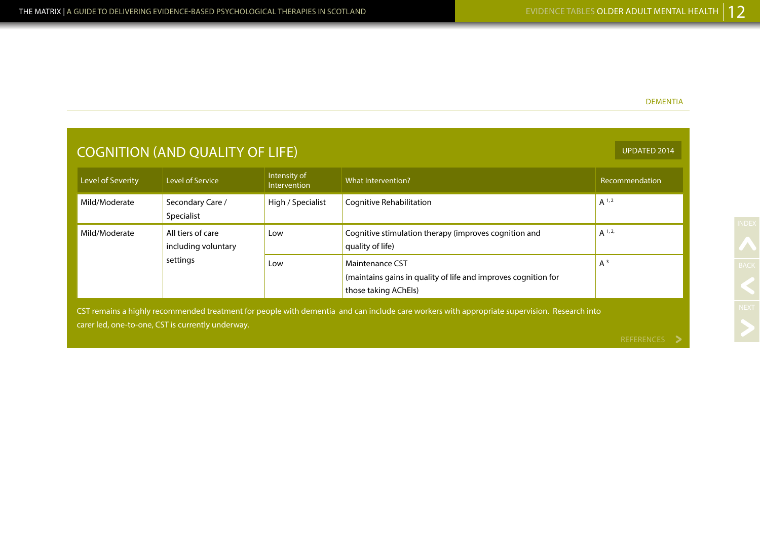DEMENTIA

## COGNITION (AND QUALITY OF LIFE)

UPDATED 2014

| Level of Severity | Level of Service | Intensity of Intervention | What Intervention? | Recommendation |
|---|---|---|---|---|
| Mild/Moderate | Secondary Care / Specialist | High / Specialist | Cognitive Rehabilitation | A [1, 2] |
| Mild/Moderate | All tiers of care including voluntary settings | Low | Cognitive stimulation therapy (improves cognition and quality of life) | A [1, 2,] |
| | | Low | Maintenance CST (maintains gains in quality of life and improves cognition for those taking AChEIs) | A [3] |

CST remains a highly recommended treatment for people with dementia and can include care workers with appropriate supervision. Research into carer led, one-to-one, CST is currently underway.

REFERENCES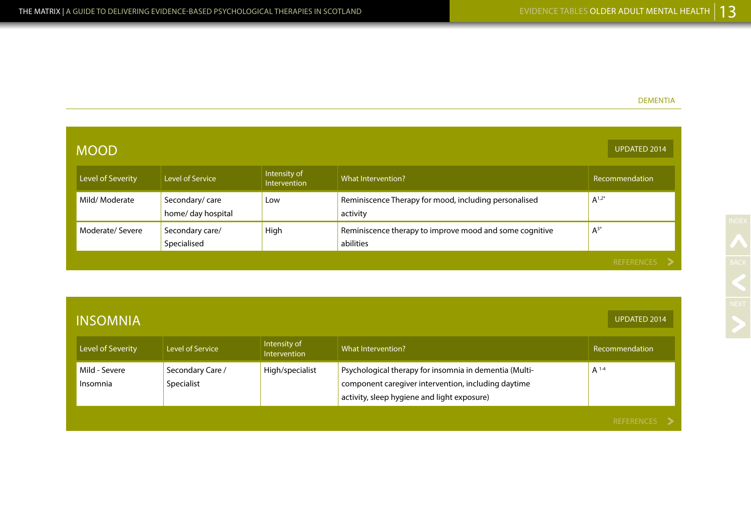DEMENTIA

## MOOD

UPDATED 2014

| Level of Severity | Level of Service | Intensity of Intervention | What Intervention? | Recommendation |
|---|---|---|---|---|
| Mild/ Moderate | Secondary/ care home/ day hospital | Low | Reminiscence Therapy for mood, including personalised activity | A[1,2*] |
| Moderate/ Severe | Secondary care/ Specialised | High | Reminiscence therapy to improve mood and some cognitive abilities | A[3*] |

REFERENCES

## INSOMNIA

UPDATED 2014

| Level of Severity | Level of Service | Intensity of Intervention | What Intervention? | Recommendation |
|---|---|---|---|---|
| Mild - Severe Insomnia | Secondary Care / Specialist | High/specialist | Psychological therapy for insomnia in dementia (Multi-component caregiver intervention, including daytime activity, sleep hygiene and light exposure) | A [1-4] |

REFERENCES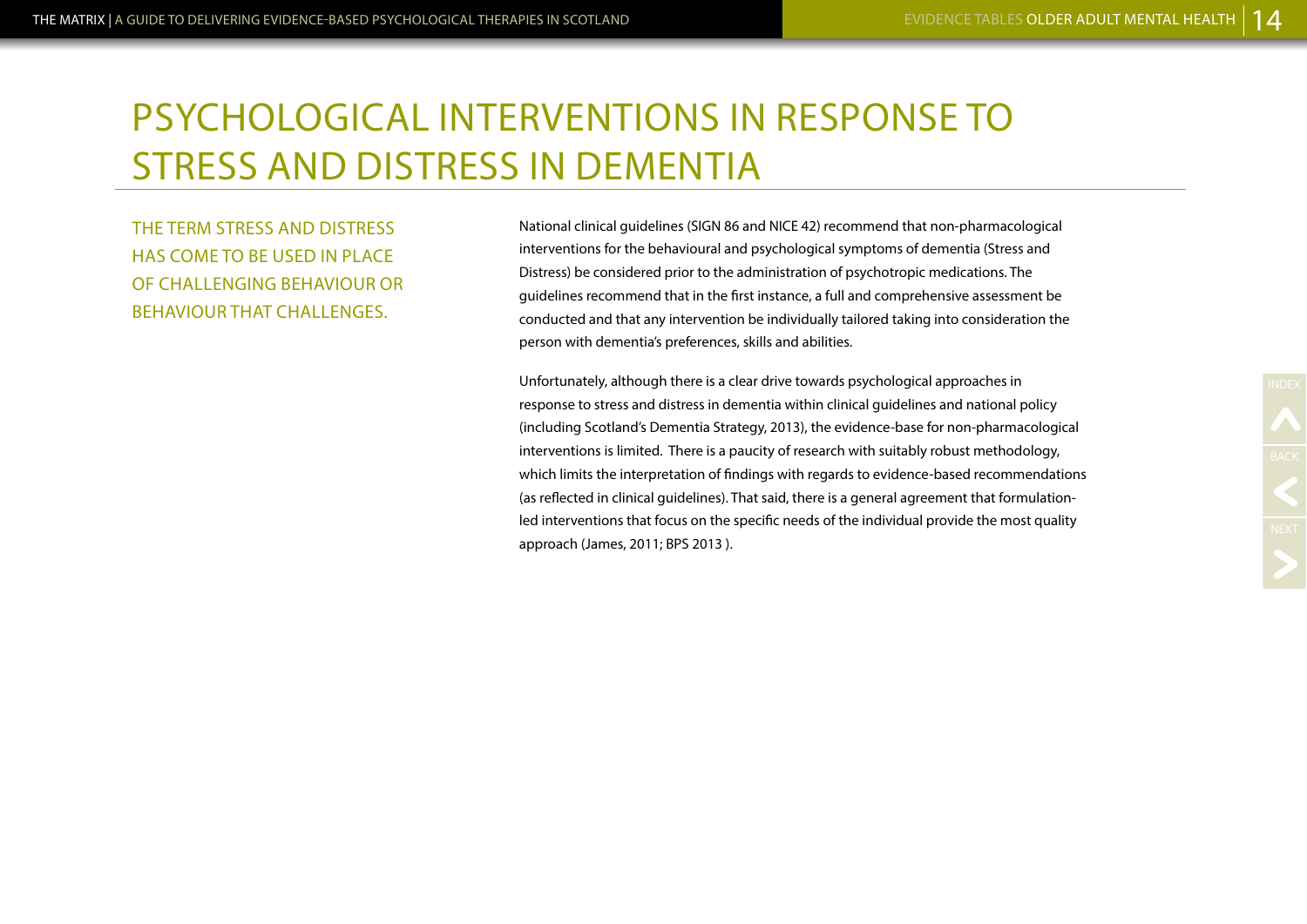# PSYCHOLOGICAL INTERVENTIONS IN RESPONSE TO STRESS AND DISTRESS IN DEMENTIA

THE TERM STRESS AND DISTRESS HAS COME TO BE USED IN PLACE OF CHALLENGING BEHAVIOUR OR BEHAVIOUR THAT CHALLENGES.

National clinical guidelines (SIGN 86 and NICE 42) recommend that non-pharmacological interventions for the behavioural and psychological symptoms of dementia (Stress and Distress) be considered prior to the administration of psychotropic medications. The guidelines recommend that in the first instance, a full and comprehensive assessment be conducted and that any intervention be individually tailored taking into consideration the person with dementia's preferences, skills and abilities.

Unfortunately, although there is a clear drive towards psychological approaches in response to stress and distress in dementia within clinical guidelines and national policy (including Scotland's Dementia Strategy, 2013), the evidence-base for non-pharmacological interventions is limited. There is a paucity of research with suitably robust methodology, which limits the interpretation of findings with regards to evidence-based recommendations (as reflected in clinical guidelines). That said, there is a general agreement that formulation-led interventions that focus on the specific needs of the individual provide the most quality approach (James, 2011; BPS 2013 ).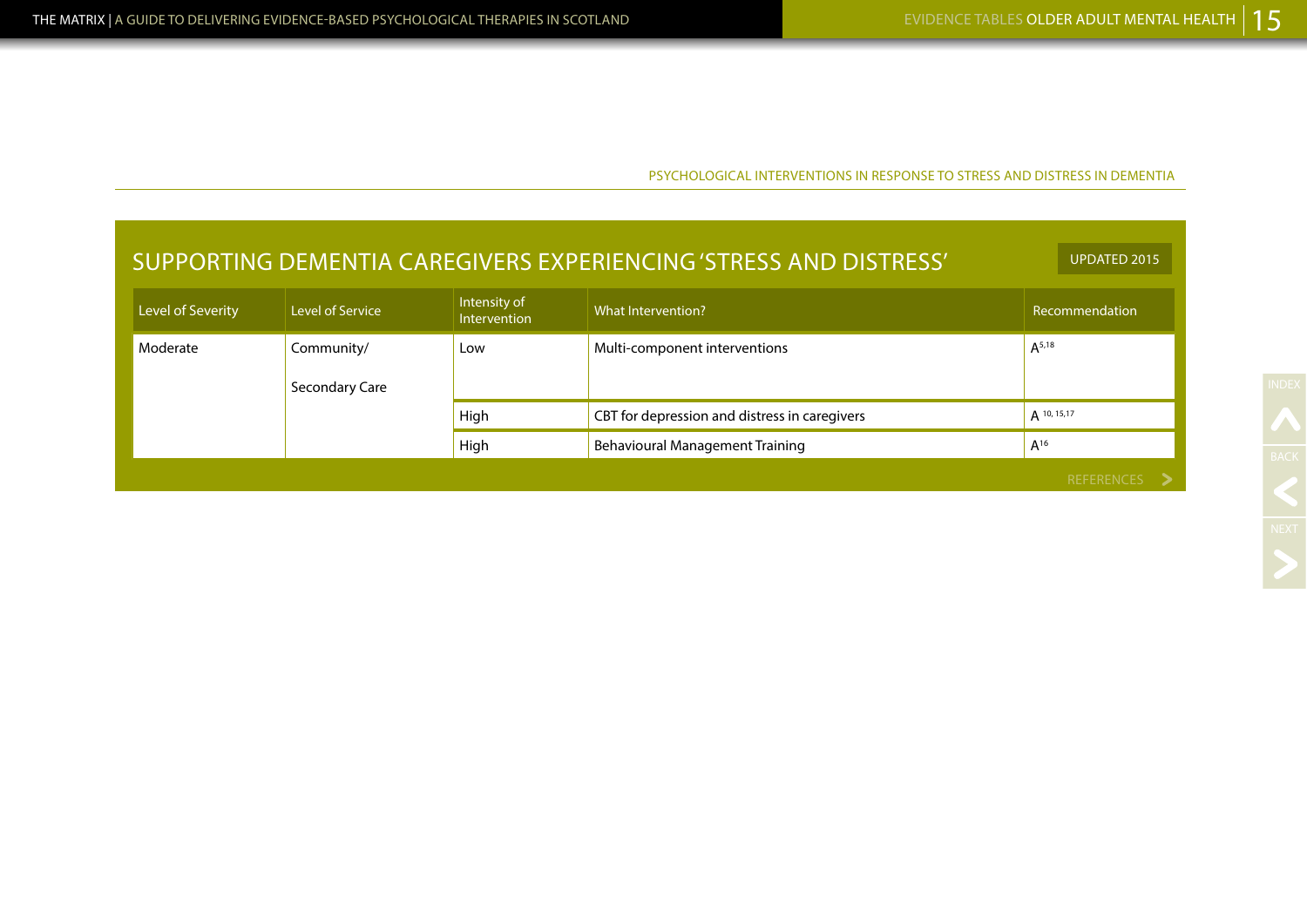PSYCHOLOGICAL INTERVENTIONS IN RESPONSE TO STRESS AND DISTRESS IN DEMENTIA

## SUPPORTING DEMENTIA CAREGIVERS EXPERIENCING 'STRESS AND DISTRESS'

UPDATED 2015

| Level of Severity | Level of Service | Intensity of Intervention | What Intervention? | Recommendation |
|---|---|---|---|---|
| Moderate | Community/ Secondary Care | Low | Multi-component interventions | A[5,18] |
| | | High | CBT for depression and distress in caregivers | A[10,15,17] |
| | | High | Behavioural Management Training | A[16] |

REFERENCES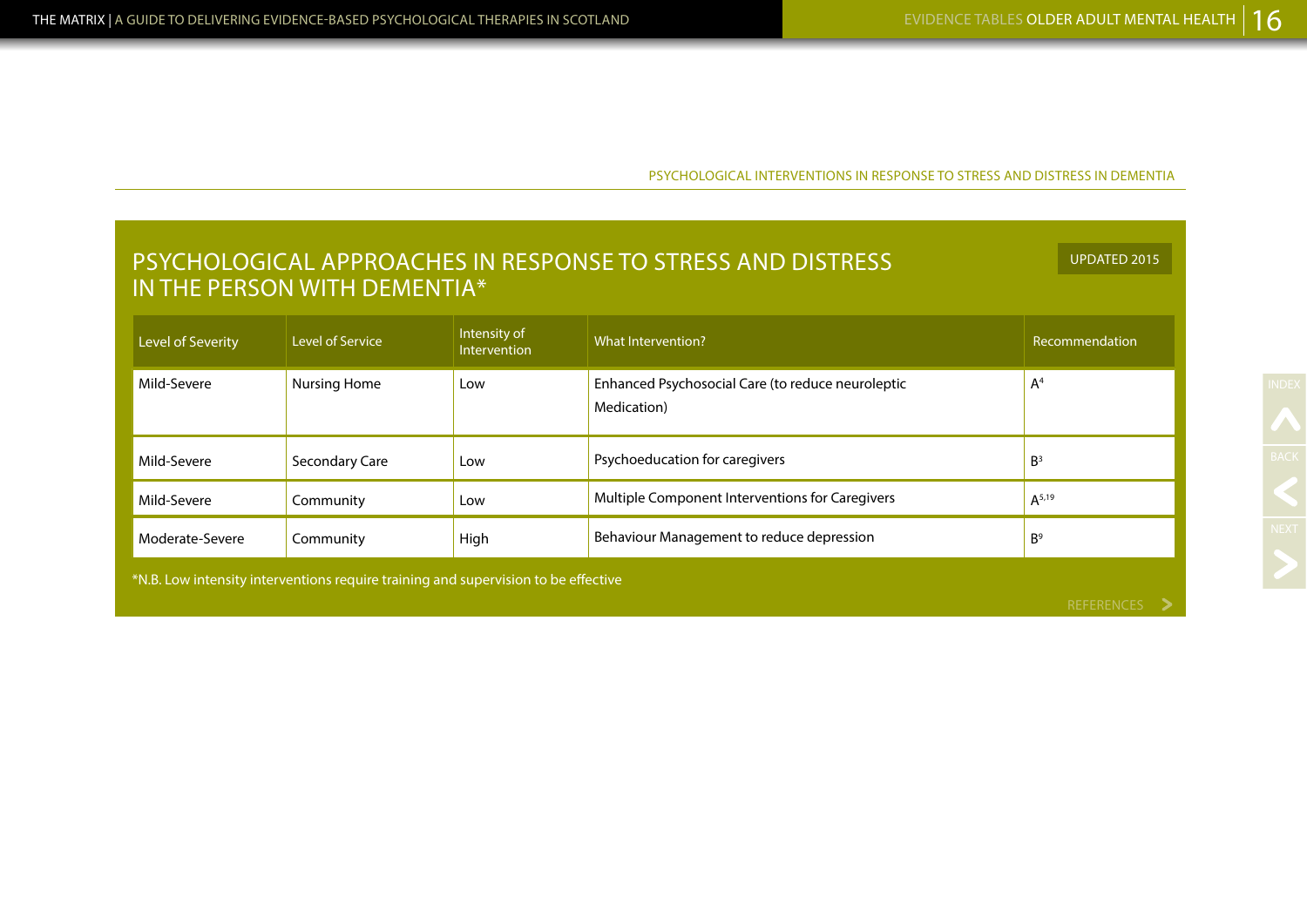PSYCHOLOGICAL INTERVENTIONS IN RESPONSE TO STRESS AND DISTRESS IN DEMENTIA

## PSYCHOLOGICAL APPROACHES IN RESPONSE TO STRESS AND DISTRESS IN THE PERSON WITH DEMENTIA*

UPDATED 2015

| Level of Severity | Level of Service | Intensity of Intervention | What Intervention? | Recommendation |
|---|---|---|---|---|
| Mild-Severe | Nursing Home | Low | Enhanced Psychosocial Care (to reduce neuroleptic Medication) | A[4] |
| Mild-Severe | Secondary Care | Low | Psychoeducation for caregivers | B[3] |
| Mild-Severe | Community | Low | Multiple Component Interventions for Caregivers | A[5,19] |
| Moderate-Severe | Community | High | Behaviour Management to reduce depression | B[9] |

*N.B. Low intensity interventions require training and supervision to be effective

REFERENCES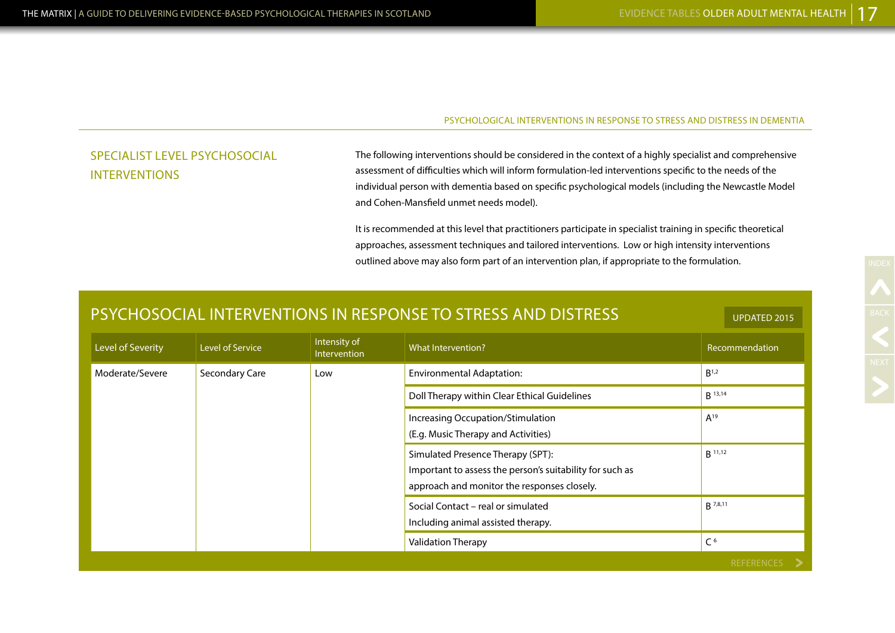PSYCHOLOGICAL INTERVENTIONS IN RESPONSE TO STRESS AND DISTRESS IN DEMENTIA

## SPECIALIST LEVEL PSYCHOSOCIAL INTERVENTIONS

The following interventions should be considered in the context of a highly specialist and comprehensive assessment of difficulties which will inform formulation-led interventions specific to the needs of the individual person with dementia based on specific psychological models (including the Newcastle Model and Cohen-Mansfield unmet needs model).

It is recommended at this level that practitioners participate in specialist training in specific theoretical approaches, assessment techniques and tailored interventions. Low or high intensity interventions outlined above may also form part of an intervention plan, if appropriate to the formulation.

## PSYCHOSOCIAL INTERVENTIONS IN RESPONSE TO STRESS AND DISTRESS

UPDATED 2015

| Level of Severity | Level of Service | Intensity of Intervention | What Intervention? | Recommendation |
|---|---|---|---|---|
| Moderate/Severe | Secondary Care | Low | Environmental Adaptation: | B [1,2] |
| | | | Doll Therapy within Clear Ethical Guidelines | B [13,14] |
| | | | Increasing Occupation/Stimulation (E.g. Music Therapy and Activities) | A [19] |
| | | | Simulated Presence Therapy (SPT): Important to assess the person's suitability for such as approach and monitor the responses closely. | B [11,12] |
| | | | Social Contact – real or simulated Including animal assisted therapy. | B [7,8,11] |
| | | | Validation Therapy | C [6] |

REFERENCES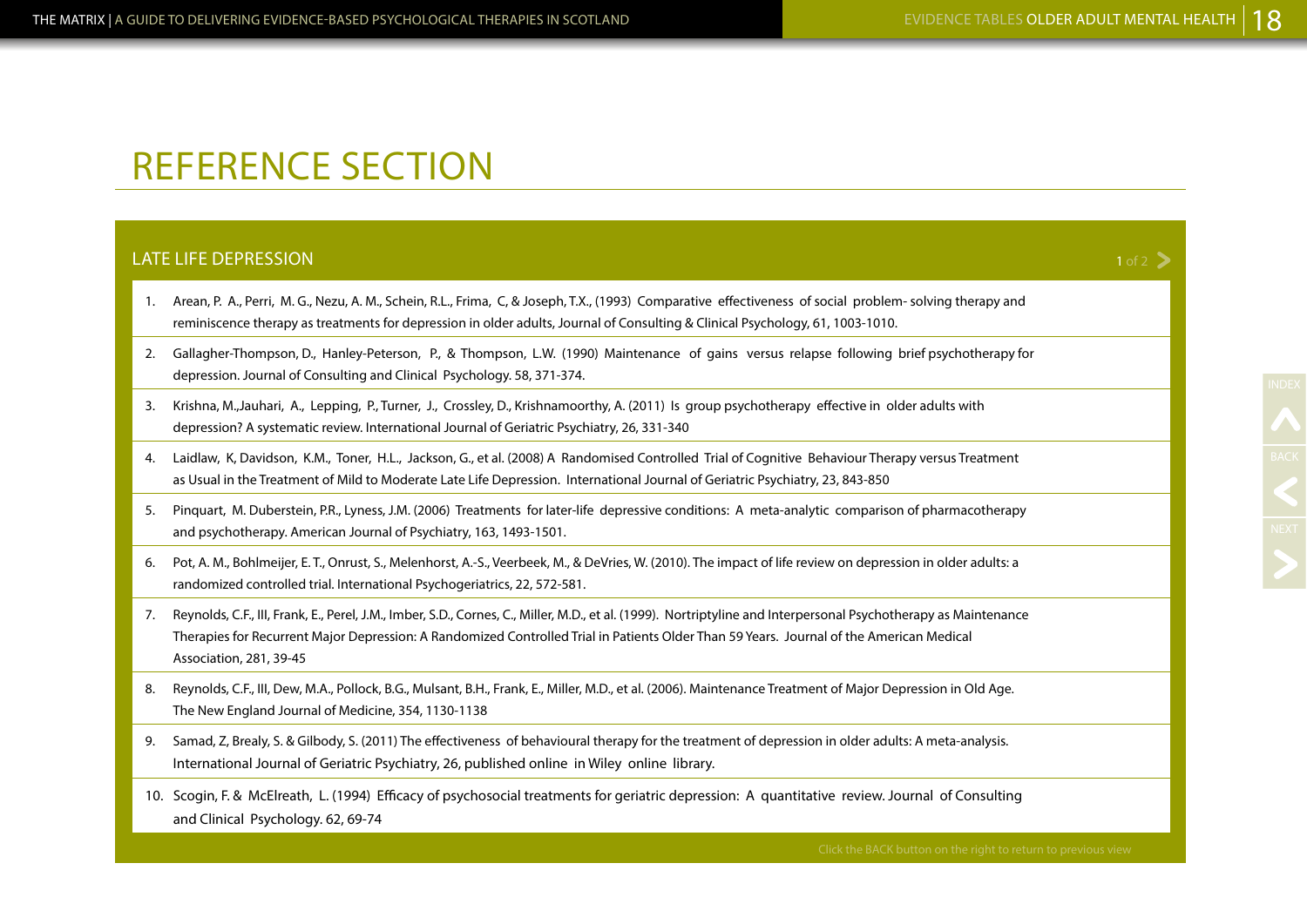# REFERENCE SECTION

## LATE LIFE DEPRESSION

1. Arean, P. A., Perri, M. G., Nezu, A. M., Schein, R.L., Frima, C, & Joseph, T.X., (1993) Comparative effectiveness of social problem- solving therapy and reminiscence therapy as treatments for depression in older adults, Journal of Consulting & Clinical Psychology, 61, 1003-1010.
2. Gallagher-Thompson, D., Hanley-Peterson, P., & Thompson, L.W. (1990) Maintenance of gains versus relapse following brief psychotherapy for depression. Journal of Consulting and Clinical Psychology. 58, 371-374.
3. Krishna, M.,Jauhari, A., Lepping, P., Turner, J., Crossley, D., Krishnamoorthy, A. (2011) Is group psychotherapy effective in older adults with depression? A systematic review. International Journal of Geriatric Psychiatry, 26, 331-340
4. Laidlaw, K, Davidson, K.M., Toner, H.L., Jackson, G., et al. (2008) A Randomised Controlled Trial of Cognitive Behaviour Therapy versus Treatment as Usual in the Treatment of Mild to Moderate Late Life Depression. International Journal of Geriatric Psychiatry, 23, 843-850
5. Pinquart, M. Duberstein, P.R., Lyness, J.M. (2006) Treatments for later-life depressive conditions: A meta-analytic comparison of pharmacotherapy and psychotherapy. American Journal of Psychiatry, 163, 1493-1501.
6. Pot, A. M., Bohlmeijer, E. T., Onrust, S., Melenhorst, A.-S., Veerbeek, M., & DeVries, W. (2010). The impact of life review on depression in older adults: a randomized controlled trial. International Psychogeriatrics, 22, 572-581.
7. Reynolds, C.F., III, Frank, E., Perel, J.M., Imber, S.D., Cornes, C., Miller, M.D., et al. (1999). Nortriptyline and Interpersonal Psychotherapy as Maintenance Therapies for Recurrent Major Depression: A Randomized Controlled Trial in Patients Older Than 59 Years. Journal of the American Medical Association, 281, 39-45
8. Reynolds, C.F., III, Dew, M.A., Pollock, B.G., Mulsant, B.H., Frank, E., Miller, M.D., et al. (2006). Maintenance Treatment of Major Depression in Old Age. The New England Journal of Medicine, 354, 1130-1138
9. Samad, Z, Brealy, S. & Gilbody, S. (2011) The effectiveness of behavioural therapy for the treatment of depression in older adults: A meta-analysis. International Journal of Geriatric Psychiatry, 26, published online in Wiley online library.
10. Scogin, F. & McElreath, L. (1994) Efficacy of psychosocial treatments for geriatric depression: A quantitative review. Journal of Consulting and Clinical Psychology. 62, 69-74

Click the BACK button on the right to return to previous view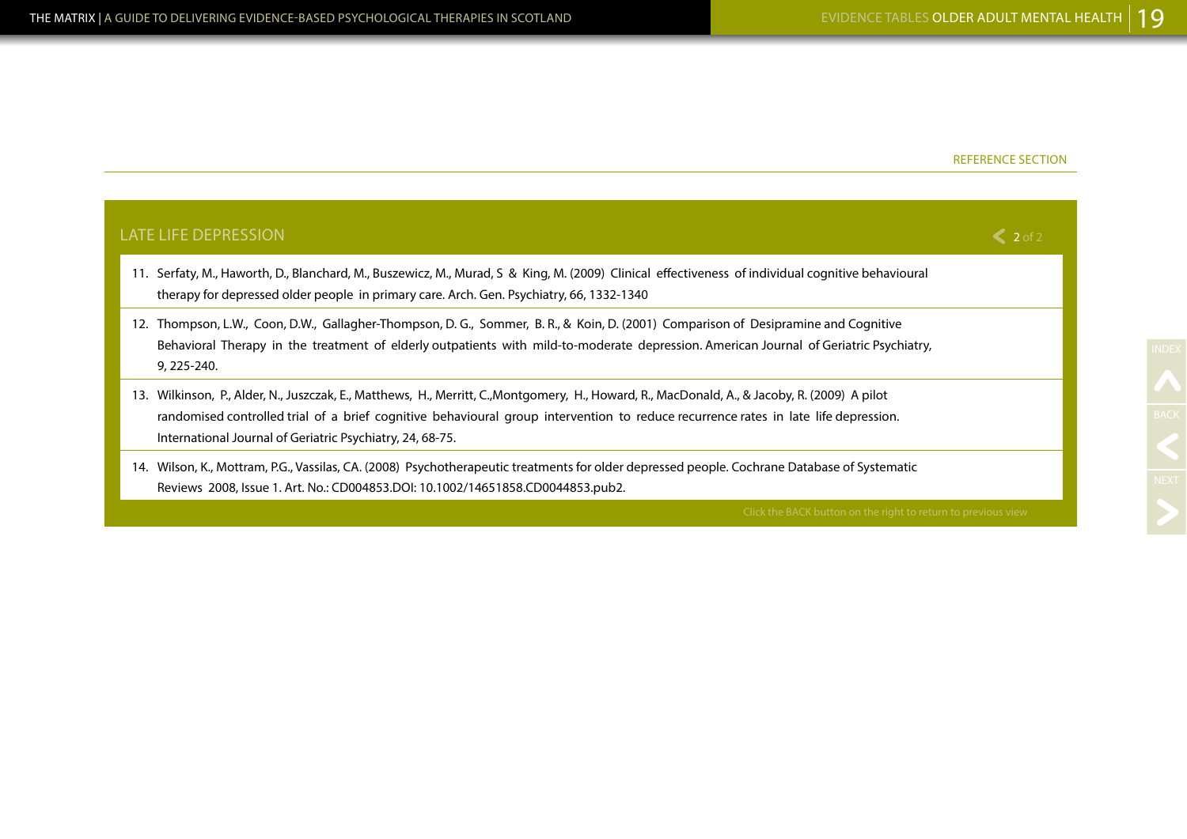REFERENCE SECTION

## LATE LIFE DEPRESSION

11. Serfaty, M., Haworth, D., Blanchard, M., Buszewicz, M., Murad, S & King, M. (2009) Clinical effectiveness of individual cognitive behavioural therapy for depressed older people in primary care. Arch. Gen. Psychiatry, 66, 1332-1340
12. Thompson, L.W., Coon, D.W., Gallagher-Thompson, D. G., Sommer, B. R., & Koin, D. (2001) Comparison of Desipramine and Cognitive Behavioral Therapy in the treatment of elderly outpatients with mild-to-moderate depression. American Journal of Geriatric Psychiatry, 9, 225-240.
13. Wilkinson, P., Alder, N., Juszczak, E., Matthews, H., Merritt, C.,Montgomery, H., Howard, R., MacDonald, A., & Jacoby, R. (2009) A pilot randomised controlled trial of a brief cognitive behavioural group intervention to reduce recurrence rates in late life depression. International Journal of Geriatric Psychiatry, 24, 68-75.
14. Wilson, K., Mottram, P.G., Vassilas, CA. (2008) Psychotherapeutic treatments for older depressed people. Cochrane Database of Systematic Reviews 2008, Issue 1. Art. No.: CD004853.DOI: 10.1002/14651858.CD0044853.pub2.

Click the BACK button on the right to return to previous view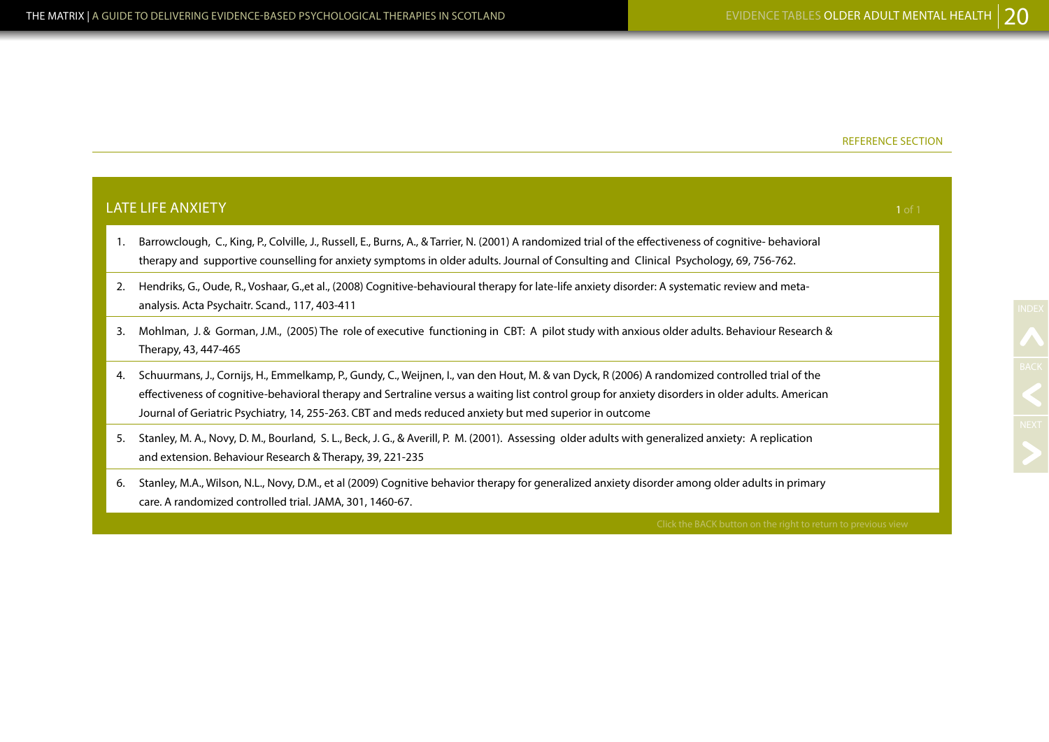REFERENCE SECTION

## LATE LIFE ANXIETY

1. Barrowclough, C., King, P., Colville, J., Russell, E., Burns, A., & Tarrier, N. (2001) A randomized trial of the effectiveness of cognitive- behavioral therapy and supportive counselling for anxiety symptoms in older adults. Journal of Consulting and Clinical Psychology, 69, 756-762.
2. Hendriks, G., Oude, R., Voshaar, G.,et al., (2008) Cognitive-behavioural therapy for late-life anxiety disorder: A systematic review and meta-analysis. Acta Psychaitr. Scand., 117, 403-411
3. Mohlman, J. & Gorman, J.M., (2005) The role of executive functioning in CBT: A pilot study with anxious older adults. Behaviour Research & Therapy, 43, 447-465
4. Schuurmans, J., Cornijs, H., Emmelkamp, P., Gundy, C., Weijnen, I., van den Hout, M. & van Dyck, R (2006) A randomized controlled trial of the effectiveness of cognitive-behavioral therapy and Sertraline versus a waiting list control group for anxiety disorders in older adults. American Journal of Geriatric Psychiatry, 14, 255-263. CBT and meds reduced anxiety but med superior in outcome
5. Stanley, M. A., Novy, D. M., Bourland, S. L., Beck, J. G., & Averill, P. M. (2001). Assessing older adults with generalized anxiety: A replication and extension. Behaviour Research & Therapy, 39, 221-235
6. Stanley, M.A., Wilson, N.L., Novy, D.M., et al (2009) Cognitive behavior therapy for generalized anxiety disorder among older adults in primary care. A randomized controlled trial. JAMA, 301, 1460-67.

Click the BACK button on the right to return to previous view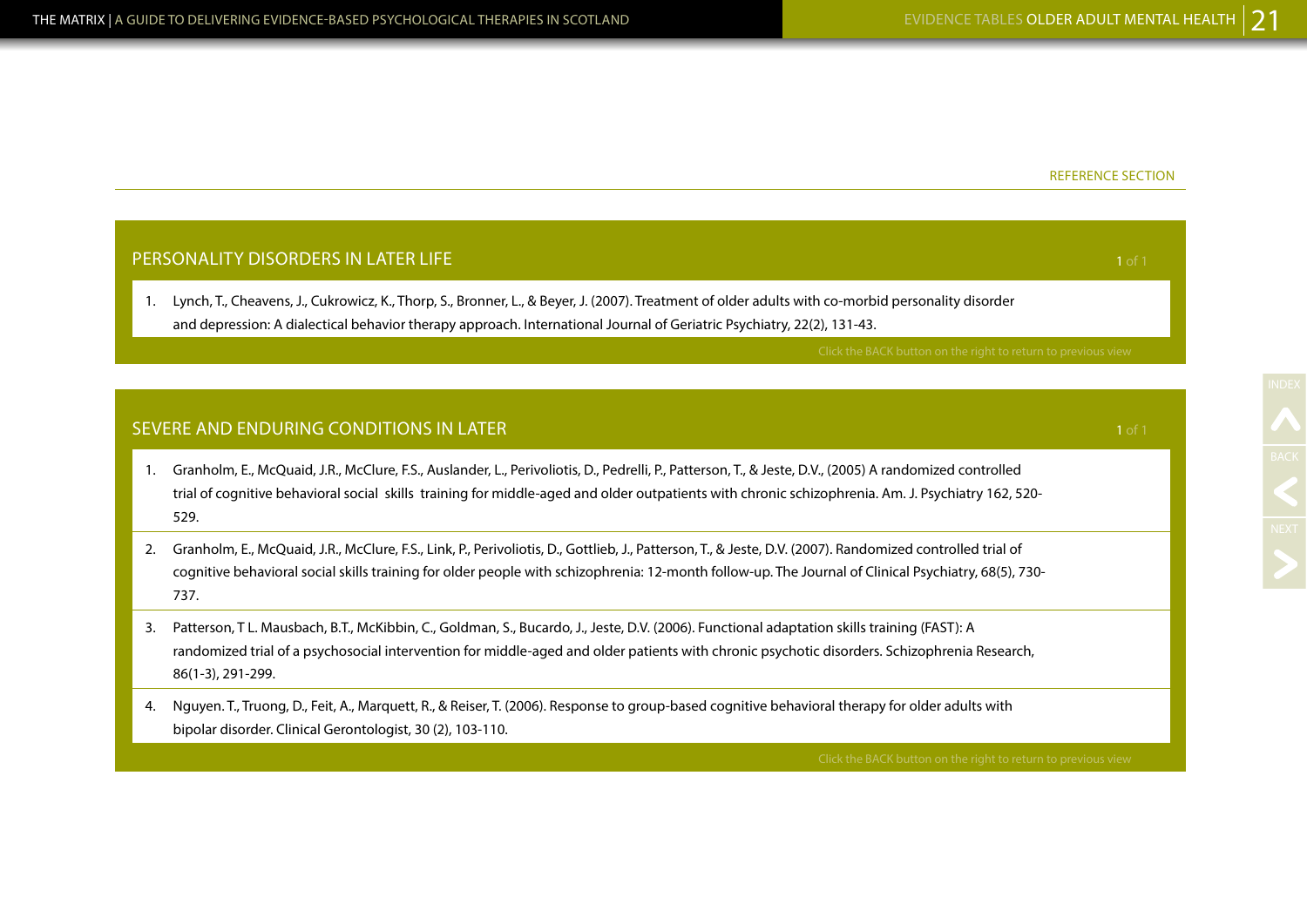REFERENCE SECTION

## PERSONALITY DISORDERS IN LATER LIFE

1. Lynch, T., Cheavens, J., Cukrowicz, K., Thorp, S., Bronner, L., & Beyer, J. (2007). Treatment of older adults with co-morbid personality disorder and depression: A dialectical behavior therapy approach. International Journal of Geriatric Psychiatry, 22(2), 131-43.

Click the BACK button on the right to return to previous view

## SEVERE AND ENDURING CONDITIONS IN LATER

1. Granholm, E., McQuaid, J.R., McClure, F.S., Auslander, L., Perivoliotis, D., Pedrelli, P., Patterson, T., & Jeste, D.V., (2005) A randomized controlled trial of cognitive behavioral social skills training for middle-aged and older outpatients with chronic schizophrenia. Am. J. Psychiatry 162, 520-529.
2. Granholm, E., McQuaid, J.R., McClure, F.S., Link, P., Perivoliotis, D., Gottlieb, J., Patterson, T., & Jeste, D.V. (2007). Randomized controlled trial of cognitive behavioral social skills training for older people with schizophrenia: 12-month follow-up. The Journal of Clinical Psychiatry, 68(5), 730-737.
3. Patterson, T L. Mausbach, B.T., McKibbin, C., Goldman, S., Bucardo, J., Jeste, D.V. (2006). Functional adaptation skills training (FAST): A randomized trial of a psychosocial intervention for middle-aged and older patients with chronic psychotic disorders. Schizophrenia Research, 86(1-3), 291-299.
4. Nguyen. T., Truong, D., Feit, A., Marquett, R., & Reiser, T. (2006). Response to group-based cognitive behavioral therapy for older adults with bipolar disorder. Clinical Gerontologist, 30 (2), 103-110.

Click the BACK button on the right to return to previous view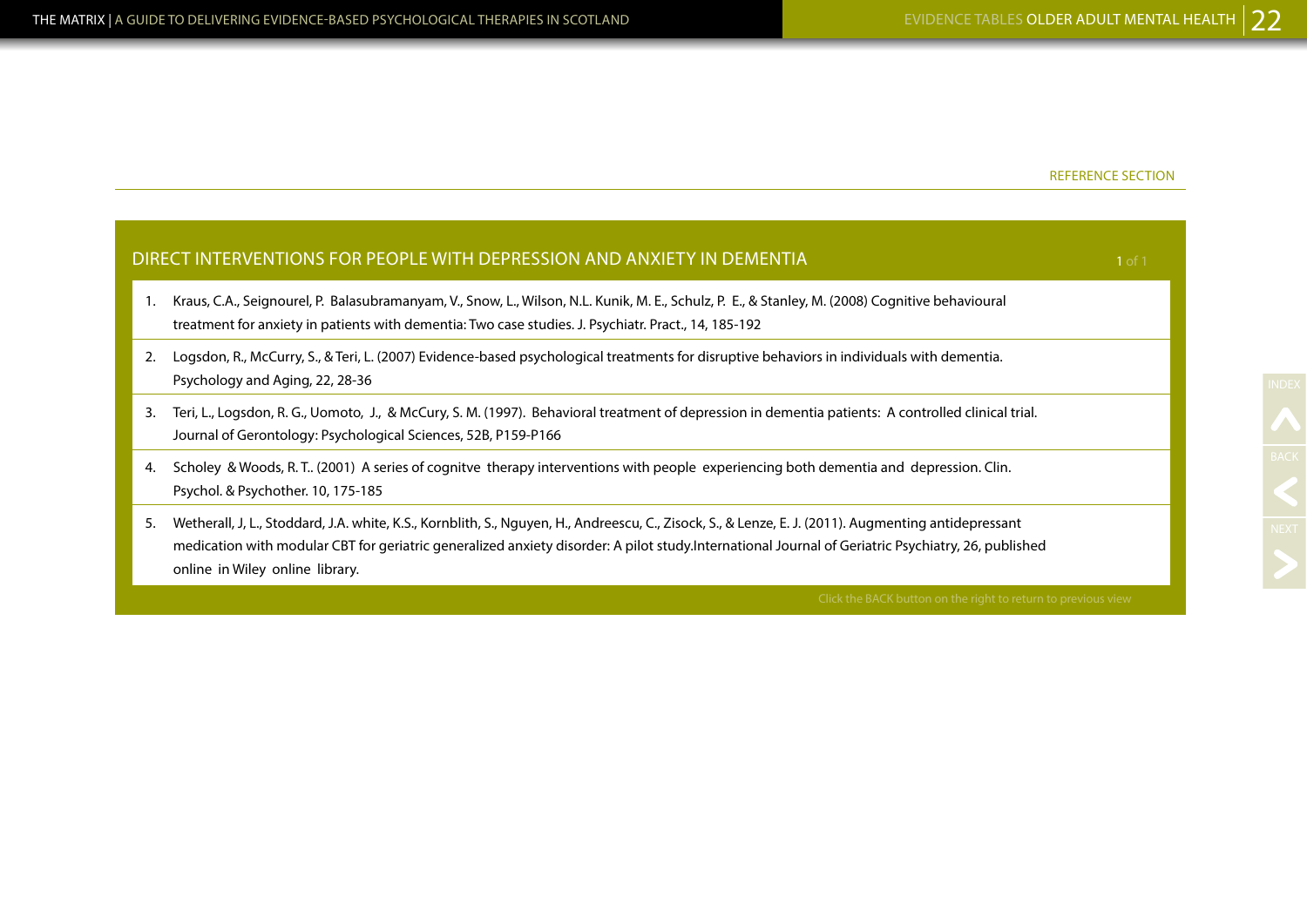REFERENCE SECTION

## DIRECT INTERVENTIONS FOR PEOPLE WITH DEPRESSION AND ANXIETY IN DEMENTIA

1. Kraus, C.A., Seignourel, P. Balasubramanyam, V., Snow, L., Wilson, N.L. Kunik, M. E., Schulz, P. E., & Stanley, M. (2008) Cognitive behavioural treatment for anxiety in patients with dementia: Two case studies. J. Psychiatr. Pract., 14, 185-192
2. Logsdon, R., McCurry, S., & Teri, L. (2007) Evidence-based psychological treatments for disruptive behaviors in individuals with dementia. Psychology and Aging, 22, 28-36
3. Teri, L., Logsdon, R. G., Uomoto, J., & McCury, S. M. (1997). Behavioral treatment of depression in dementia patients: A controlled clinical trial. Journal of Gerontology: Psychological Sciences, 52B, P159-P166
4. Scholey & Woods, R. T.. (2001) A series of cognitve therapy interventions with people experiencing both dementia and depression. Clin. Psychol. & Psychother. 10, 175-185
5. Wetherall, J, L., Stoddard, J.A. white, K.S., Kornblith, S., Nguyen, H., Andreescu, C., Zisock, S., & Lenze, E. J. (2011). Augmenting antidepressant medication with modular CBT for geriatric generalized anxiety disorder: A pilot study.International Journal of Geriatric Psychiatry, 26, published online in Wiley online library.

Click the BACK button on the right to return to previous view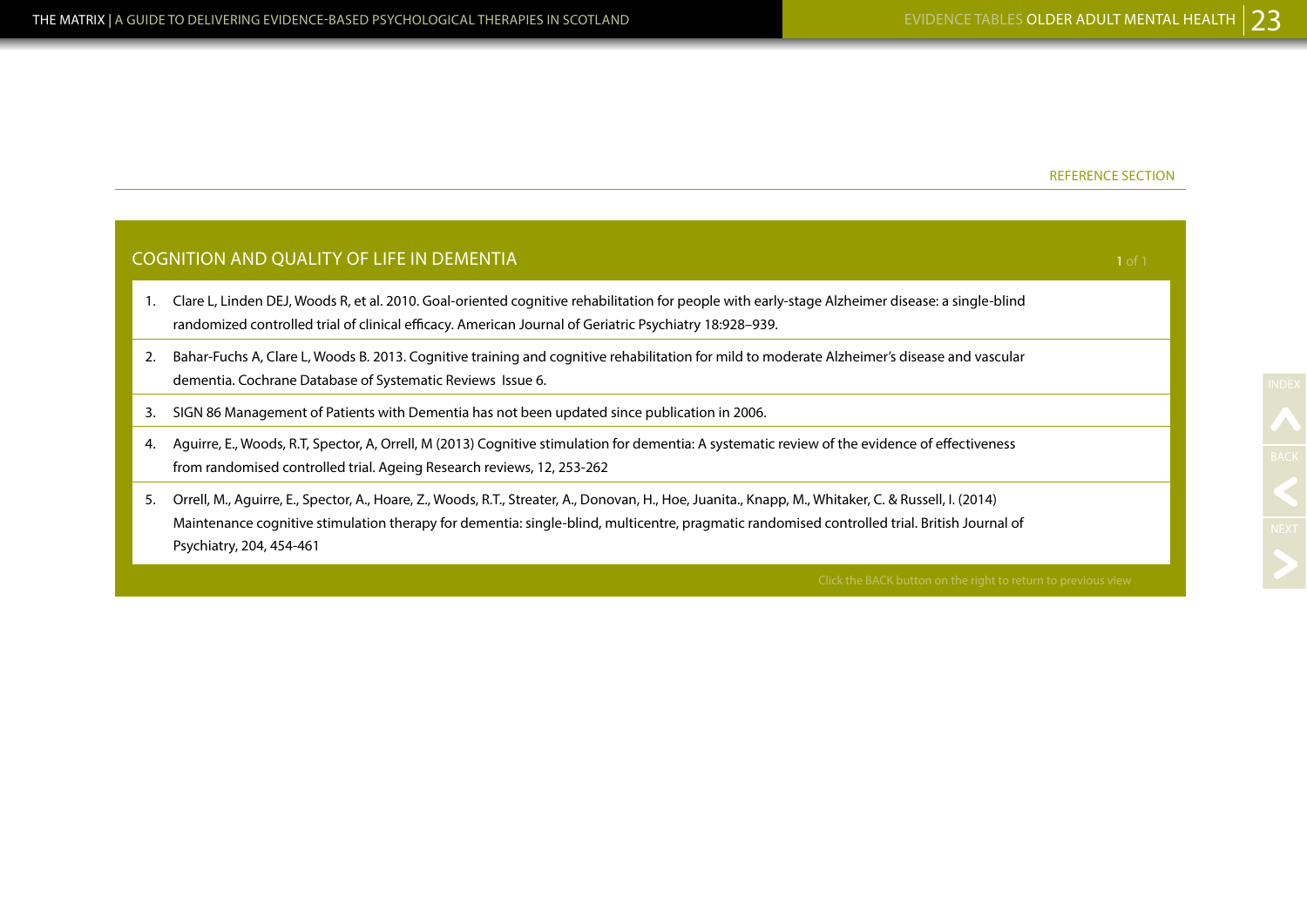REFERENCE SECTION

## COGNITION AND QUALITY OF LIFE IN DEMENTIA

1. Clare L, Linden DEJ, Woods R, et al. 2010. Goal-oriented cognitive rehabilitation for people with early-stage Alzheimer disease: a single-blind randomized controlled trial of clinical efficacy. American Journal of Geriatric Psychiatry 18:928–939.
2. Bahar-Fuchs A, Clare L, Woods B. 2013. Cognitive training and cognitive rehabilitation for mild to moderate Alzheimer's disease and vascular dementia. Cochrane Database of Systematic Reviews Issue 6.
3. SIGN 86 Management of Patients with Dementia has not been updated since publication in 2006.
4. Aguirre, E., Woods, R.T, Spector, A, Orrell, M (2013) Cognitive stimulation for dementia: A systematic review of the evidence of effectiveness from randomised controlled trial. Ageing Research reviews, 12, 253-262
5. Orrell, M., Aguirre, E., Spector, A., Hoare, Z., Woods, R.T., Streater, A., Donovan, H., Hoe, Juanita., Knapp, M., Whitaker, C. & Russell, I. (2014) Maintenance cognitive stimulation therapy for dementia: single-blind, multicentre, pragmatic randomised controlled trial. British Journal of Psychiatry, 204, 454-461

Click the BACK button on the right to return to previous view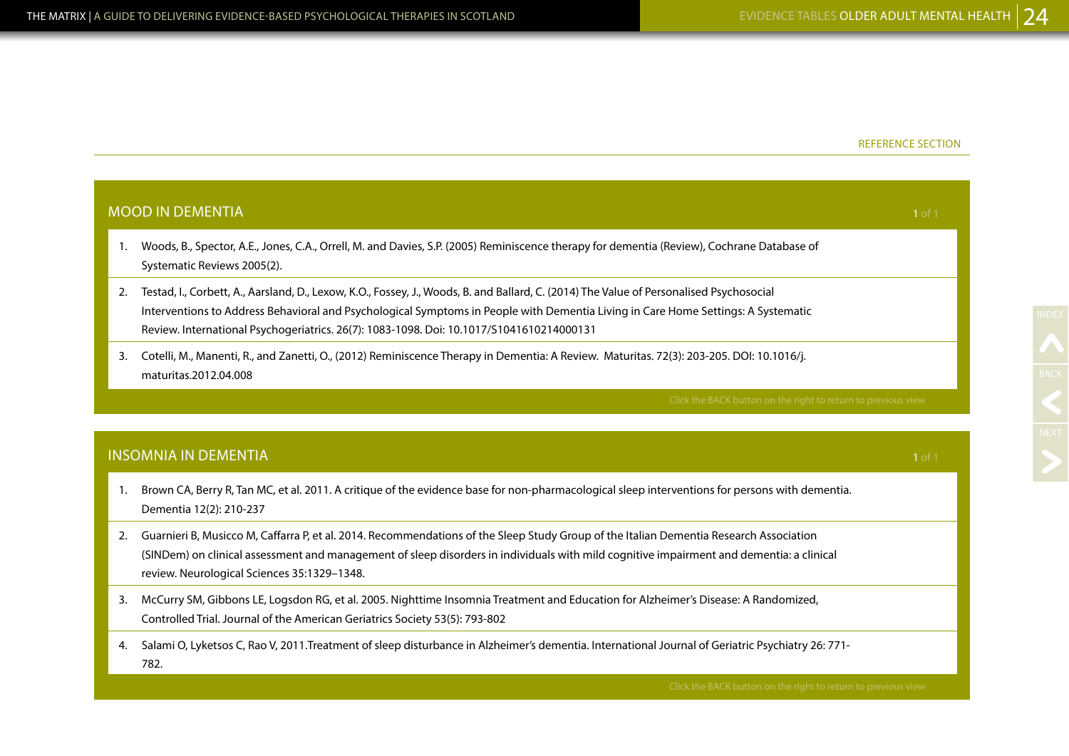REFERENCE SECTION

## MOOD IN DEMENTIA

1. Woods, B., Spector, A.E., Jones, C.A., Orrell, M. and Davies, S.P. (2005) Reminiscence therapy for dementia (Review), Cochrane Database of Systematic Reviews 2005(2).
2. Testad, I., Corbett, A., Aarsland, D., Lexow, K.O., Fossey, J., Woods, B. and Ballard, C. (2014) The Value of Personalised Psychosocial Interventions to Address Behavioral and Psychological Symptoms in People with Dementia Living in Care Home Settings: A Systematic Review. International Psychogeriatrics. 26(7): 1083-1098. Doi: 10.1017/S1041610214000131
3. Cotelli, M., Manenti, R., and Zanetti, O., (2012) Reminiscence Therapy in Dementia: A Review. Maturitas. 72(3): 203-205. DOI: 10.1016/j.maturitas.2012.04.008

Click the BACK button on the right to return to previous view

## INSOMNIA IN DEMENTIA

1. Brown CA, Berry R, Tan MC, et al. 2011. A critique of the evidence base for non-pharmacological sleep interventions for persons with dementia. Dementia 12(2): 210-237
2. Guarnieri B, Musicco M, Caffarra P, et al. 2014. Recommendations of the Sleep Study Group of the Italian Dementia Research Association (SINDem) on clinical assessment and management of sleep disorders in individuals with mild cognitive impairment and dementia: a clinical review. Neurological Sciences 35:1329–1348.
3. McCurry SM, Gibbons LE, Logsdon RG, et al. 2005. Nighttime Insomnia Treatment and Education for Alzheimer's Disease: A Randomized, Controlled Trial. Journal of the American Geriatrics Society 53(5): 793-802
4. Salami O, Lyketsos C, Rao V, 2011.Treatment of sleep disturbance in Alzheimer's dementia. International Journal of Geriatric Psychiatry 26: 771-782.

Click the BACK button on the right to return to previous view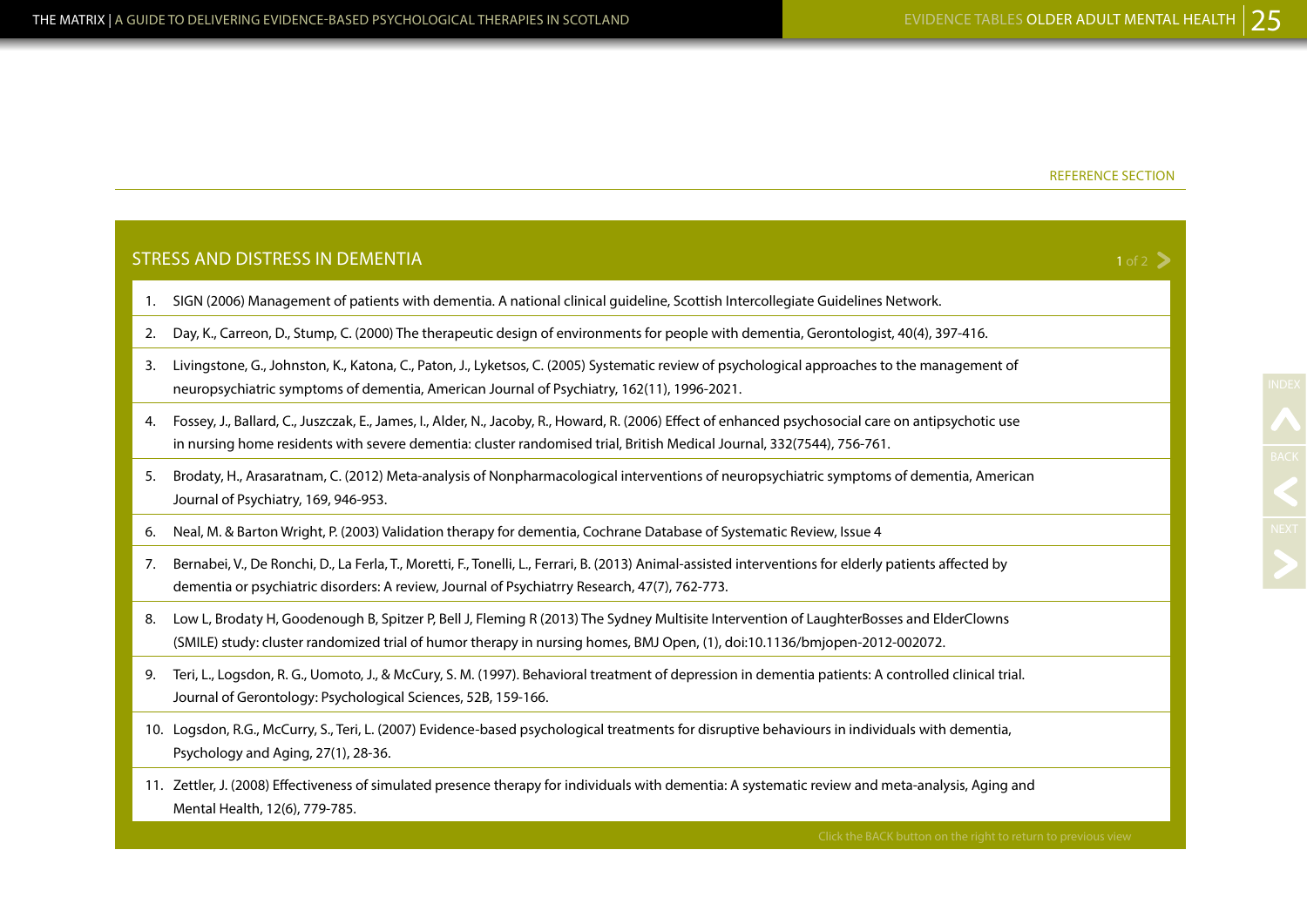REFERENCE SECTION

## STRESS AND DISTRESS IN DEMENTIA

1. SIGN (2006) Management of patients with dementia. A national clinical guideline, Scottish Intercollegiate Guidelines Network.
2. Day, K., Carreon, D., Stump, C. (2000) The therapeutic design of environments for people with dementia, Gerontologist, 40(4), 397-416.
3. Livingstone, G., Johnston, K., Katona, C., Paton, J., Lyketsos, C. (2005) Systematic review of psychological approaches to the management of neuropsychiatric symptoms of dementia, American Journal of Psychiatry, 162(11), 1996-2021.
4. Fossey, J., Ballard, C., Juszczak, E., James, I., Alder, N., Jacoby, R., Howard, R. (2006) Effect of enhanced psychosocial care on antipsychotic use in nursing home residents with severe dementia: cluster randomised trial, British Medical Journal, 332(7544), 756-761.
5. Brodaty, H., Arasaratnam, C. (2012) Meta-analysis of Nonpharmacological interventions of neuropsychiatric symptoms of dementia, American Journal of Psychiatry, 169, 946-953.
6. Neal, M. & Barton Wright, P. (2003) Validation therapy for dementia, Cochrane Database of Systematic Review, Issue 4
7. Bernabei, V., De Ronchi, D., La Ferla, T., Moretti, F., Tonelli, L., Ferrari, B. (2013) Animal-assisted interventions for elderly patients affected by dementia or psychiatric disorders: A review, Journal of Psychiatrry Research, 47(7), 762-773.
8. Low L, Brodaty H, Goodenough B, Spitzer P, Bell J, Fleming R (2013) The Sydney Multisite Intervention of LaughterBosses and ElderClowns (SMILE) study: cluster randomized trial of humor therapy in nursing homes, BMJ Open, (1), doi:10.1136/bmjopen-2012-002072.
9. Teri, L., Logsdon, R. G., Uomoto, J., & McCury, S. M. (1997). Behavioral treatment of depression in dementia patients: A controlled clinical trial. Journal of Gerontology: Psychological Sciences, 52B, 159-166.
10. Logsdon, R.G., McCurry, S., Teri, L. (2007) Evidence-based psychological treatments for disruptive behaviours in individuals with dementia, Psychology and Aging, 27(1), 28-36.
11. Zettler, J. (2008) Effectiveness of simulated presence therapy for individuals with dementia: A systematic review and meta-analysis, Aging and Mental Health, 12(6), 779-785.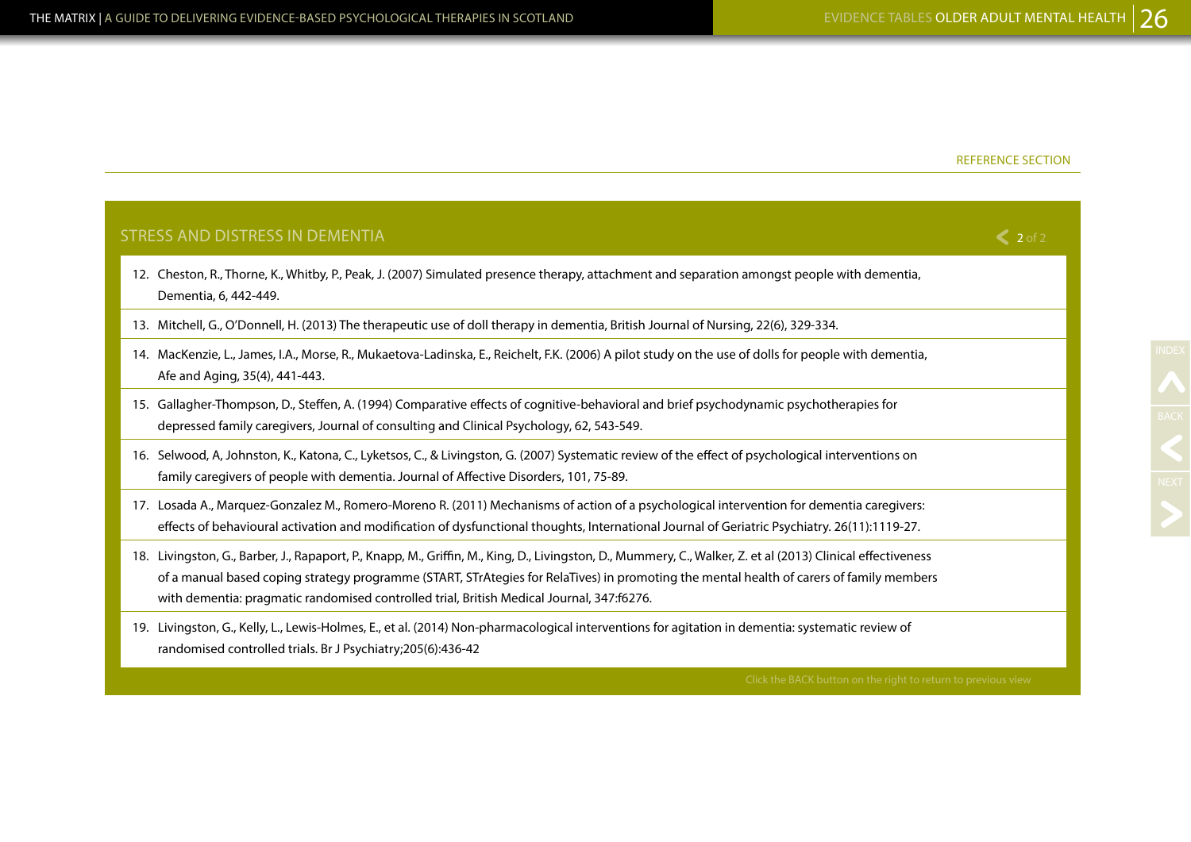REFERENCE SECTION

## STRESS AND DISTRESS IN DEMENTIA

12. Cheston, R., Thorne, K., Whitby, P., Peak, J. (2007) Simulated presence therapy, attachment and separation amongst people with dementia, Dementia, 6, 442-449.
13. Mitchell, G., O'Donnell, H. (2013) The therapeutic use of doll therapy in dementia, British Journal of Nursing, 22(6), 329-334.
14. MacKenzie, L., James, I.A., Morse, R., Mukaetova-Ladinska, E., Reichelt, F.K. (2006) A pilot study on the use of dolls for people with dementia, Afe and Aging, 35(4), 441-443.
15. Gallagher-Thompson, D., Steffen, A. (1994) Comparative effects of cognitive-behavioral and brief psychodynamic psychotherapies for depressed family caregivers, Journal of consulting and Clinical Psychology, 62, 543-549.
16. Selwood, A, Johnston, K., Katona, C., Lyketsos, C., & Livingston, G. (2007) Systematic review of the effect of psychological interventions on family caregivers of people with dementia. Journal of Affective Disorders, 101, 75-89.
17. Losada A., Marquez-Gonzalez M., Romero-Moreno R. (2011) Mechanisms of action of a psychological intervention for dementia caregivers: effects of behavioural activation and modification of dysfunctional thoughts, International Journal of Geriatric Psychiatry. 26(11):1119-27.
18. Livingston, G., Barber, J., Rapaport, P., Knapp, M., Griffin, M., King, D., Livingston, D., Mummery, C., Walker, Z. et al (2013) Clinical effectiveness of a manual based coping strategy programme (START, STrAtegies for RelaTives) in promoting the mental health of carers of family members with dementia: pragmatic randomised controlled trial, British Medical Journal, 347:f6276.
19. Livingston, G., Kelly, L., Lewis-Holmes, E., et al. (2014) Non-pharmacological interventions for agitation in dementia: systematic review of randomised controlled trials. Br J Psychiatry;205(6):436-42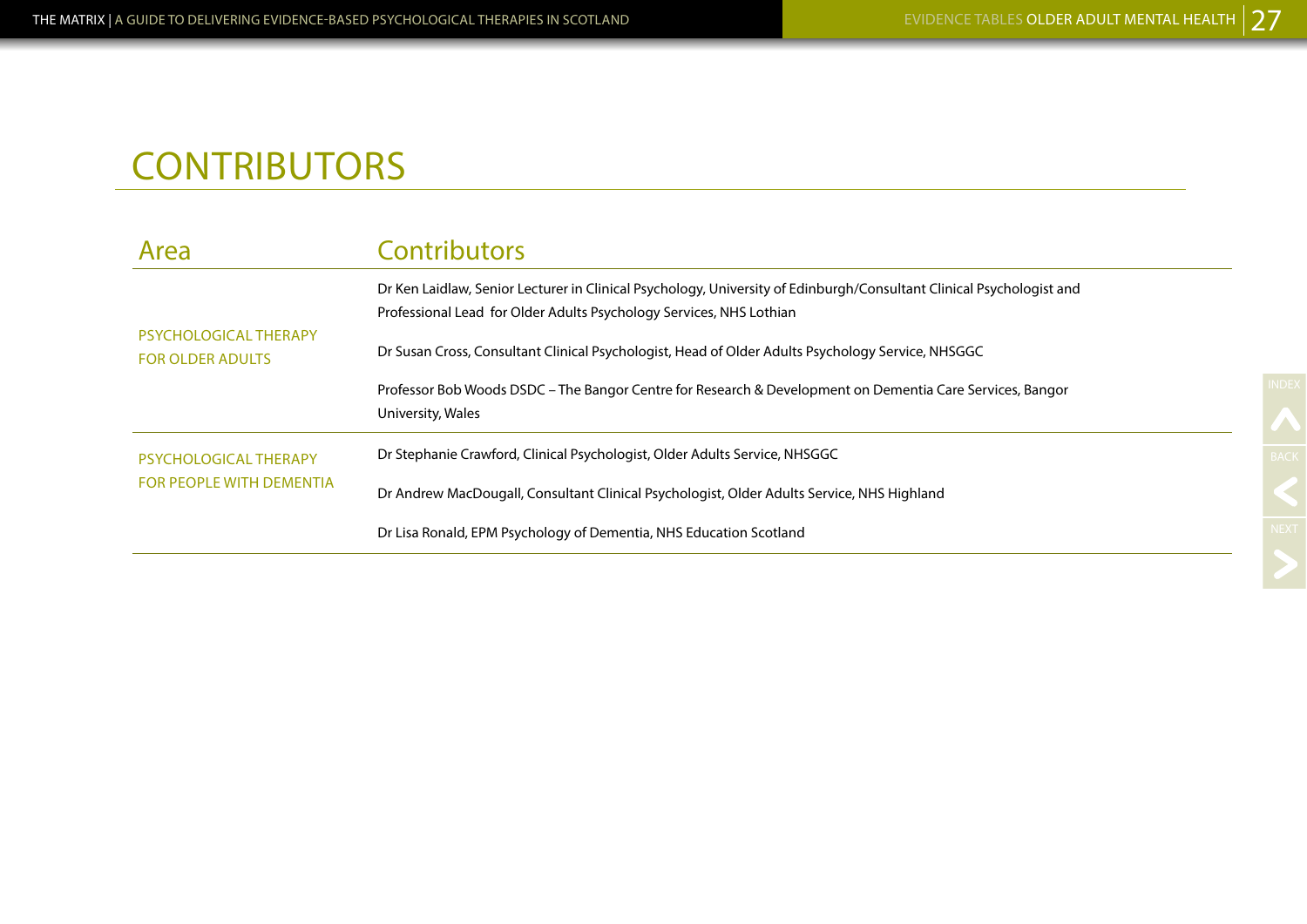# CONTRIBUTORS

| Area | Contributors |
|---|---|
| PSYCHOLOGICAL THERAPY FOR OLDER ADULTS | Dr Ken Laidlaw, Senior Lecturer in Clinical Psychology, University of Edinburgh/Consultant Clinical Psychologist and Professional Lead for Older Adults Psychology Services, NHS Lothian |
| | Dr Susan Cross, Consultant Clinical Psychologist, Head of Older Adults Psychology Service, NHSGGC |
| | Professor Bob Woods DSDC – The Bangor Centre for Research & Development on Dementia Care Services, Bangor University, Wales |
| PSYCHOLOGICAL THERAPY FOR PEOPLE WITH DEMENTIA | Dr Stephanie Crawford, Clinical Psychologist, Older Adults Service, NHSGGC |
| | Dr Andrew MacDougall, Consultant Clinical Psychologist, Older Adults Service, NHS Highland |
| | Dr Lisa Ronald, EPM Psychology of Dementia, NHS Education Scotland |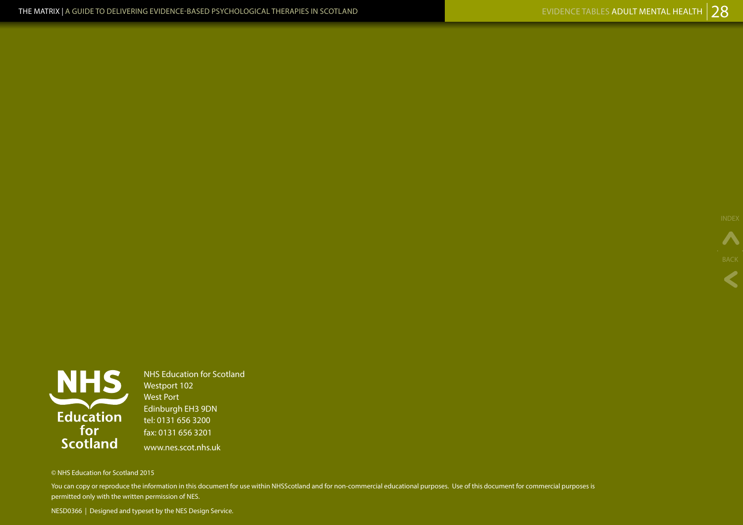NHS Education for Scotland
Westport 102
West Port
Edinburgh EH3 9DN
tel: 0131 656 3200
fax: 0131 656 3201
www.nes.scot.nhs.uk

© NHS Education for Scotland 2015

You can copy or reproduce the information in this document for use within NHSScotland and for non-commercial educational purposes. Use of this document for commercial purposes is permitted only with the written permission of NES.

NESD0366 | Designed and typeset by the NES Design Service.